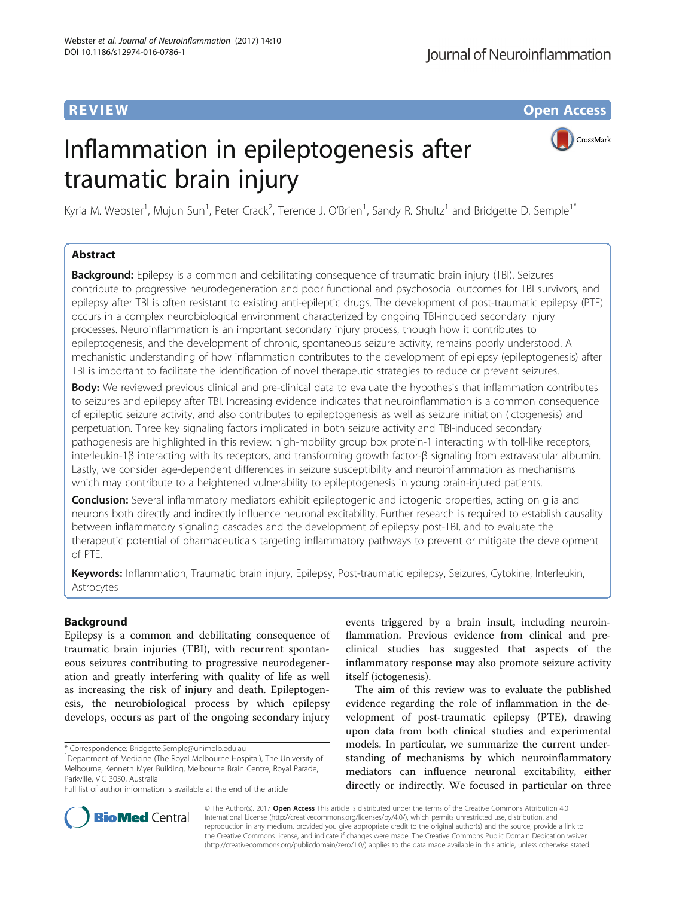REVIEW Open Access

# Inflammation in epileptogenesis after traumatic brain injury

Kyria M. Webster[1], Mujun Sun[1], Peter Crack[2], Terence J. O'Brien[1], Sandy R. Shultz[1] and Bridgette D. Semple[1*]

## Abstract

**Background:** Epilepsy is a common and debilitating consequence of traumatic brain injury (TBI). Seizures contribute to progressive neurodegeneration and poor functional and psychosocial outcomes for TBI survivors, and epilepsy after TBI is often resistant to existing anti-epileptic drugs. The development of post-traumatic epilepsy (PTE) occurs in a complex neurobiological environment characterized by ongoing TBI-induced secondary injury processes. Neuroinflammation is an important secondary injury process, though how it contributes to epileptogenesis, and the development of chronic, spontaneous seizure activity, remains poorly understood. A mechanistic understanding of how inflammation contributes to the development of epilepsy (epileptogenesis) after TBI is important to facilitate the identification of novel therapeutic strategies to reduce or prevent seizures.

**Body:** We reviewed previous clinical and pre-clinical data to evaluate the hypothesis that inflammation contributes to seizures and epilepsy after TBI. Increasing evidence indicates that neuroinflammation is a common consequence of epileptic seizure activity, and also contributes to epileptogenesis as well as seizure initiation (ictogenesis) and perpetuation. Three key signaling factors implicated in both seizure activity and TBI-induced secondary pathogenesis are highlighted in this review: high-mobility group box protein-1 interacting with toll-like receptors, interleukin-1β interacting with its receptors, and transforming growth factor-β signaling from extravascular albumin. Lastly, we consider age-dependent differences in seizure susceptibility and neuroinflammation as mechanisms which may contribute to a heightened vulnerability to epileptogenesis in young brain-injured patients.

**Conclusion:** Several inflammatory mediators exhibit epileptogenic and ictogenic properties, acting on glia and neurons both directly and indirectly influence neuronal excitability. Further research is required to establish causality between inflammatory signaling cascades and the development of epilepsy post-TBI, and to evaluate the therapeutic potential of pharmaceuticals targeting inflammatory pathways to prevent or mitigate the development of PTE.

**Keywords:** Inflammation, Traumatic brain injury, Epilepsy, Post-traumatic epilepsy, Seizures, Cytokine, Interleukin, Astrocytes

## Background

Epilepsy is a common and debilitating consequence of traumatic brain injuries (TBI), with recurrent spontaneous seizures contributing to progressive neurodegeneration and greatly interfering with quality of life as well as increasing the risk of injury and death. Epileptogenesis, the neurobiological process by which epilepsy develops, occurs as part of the ongoing secondary injury events triggered by a brain insult, including neuroinflammation. Previous evidence from clinical and pre-clinical studies has suggested that aspects of the inflammatory response may also promote seizure activity itself (ictogenesis).

The aim of this review was to evaluate the published evidence regarding the role of inflammation in the development of post-traumatic epilepsy (PTE), drawing upon data from both clinical studies and experimental models. In particular, we summarize the current understanding of mechanisms by which neuroinflammatory mediators can influence neuronal excitability, either directly or indirectly. We focused in particular on three

\* Correspondence: Bridgette.Semple@unimelb.edu.au

[1]Department of Medicine (The Royal Melbourne Hospital), The University of Melbourne, Kenneth Myer Building, Melbourne Brain Centre, Royal Parade, Parkville, VIC 3050, Australia

Full list of author information is available at the end of the article

© The Author(s). 2017 **Open Access** This article is distributed under the terms of the Creative Commons Attribution 4.0 International License (http://creativecommons.org/licenses/by/4.0/), which permits unrestricted use, distribution, and reproduction in any medium, provided you give appropriate credit to the original author(s) and the source, provide a link to the Creative Commons license, and indicate if changes were made. The Creative Commons Public Domain Dedication waiver (http://creativecommons.org/publicdomain/zero/1.0/) applies to the data made available in this article, unless otherwise stated.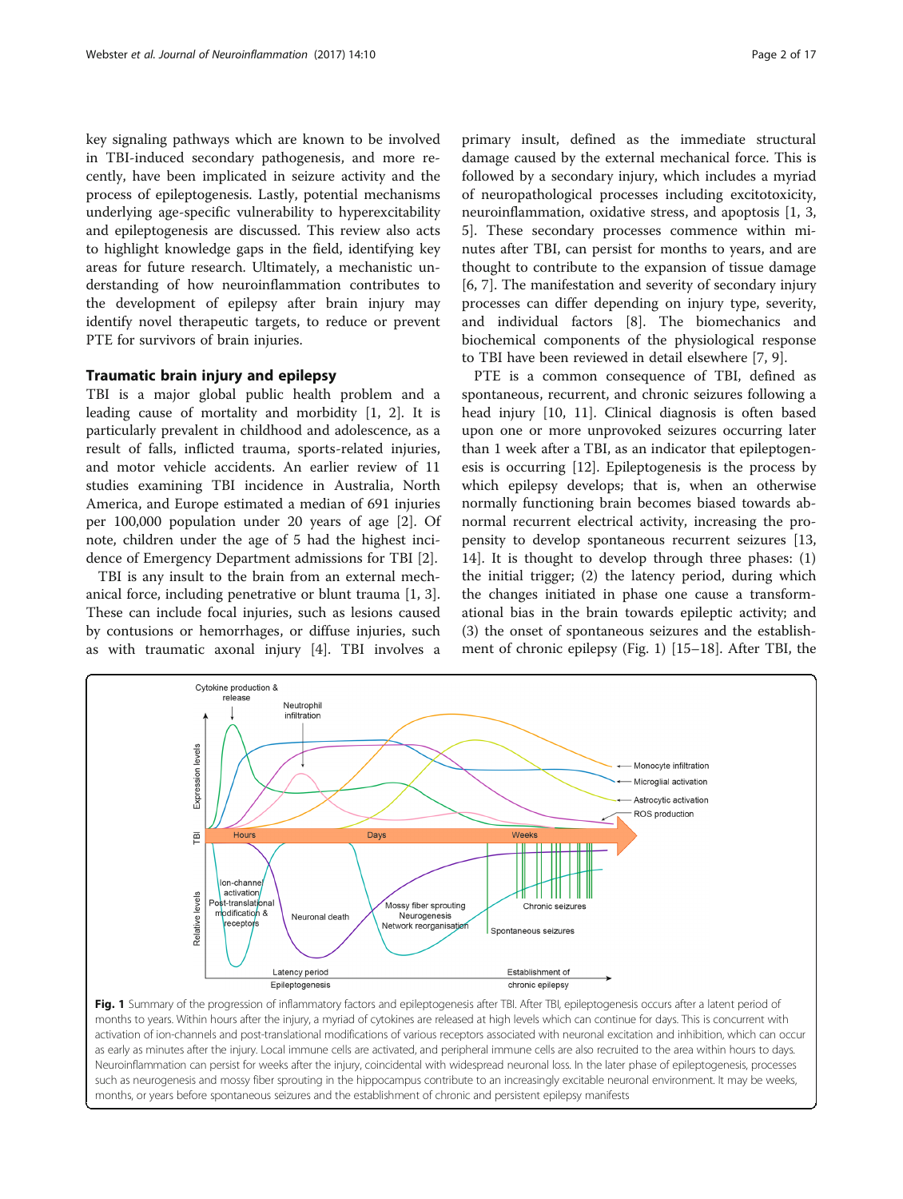key signaling pathways which are known to be involved in TBI-induced secondary pathogenesis, and more recently, have been implicated in seizure activity and the process of epileptogenesis. Lastly, potential mechanisms underlying age-specific vulnerability to hyperexcitability and epileptogenesis are discussed. This review also acts to highlight knowledge gaps in the field, identifying key areas for future research. Ultimately, a mechanistic understanding of how neuroinflammation contributes to the development of epilepsy after brain injury may identify novel therapeutic targets, to reduce or prevent PTE for survivors of brain injuries.

## Traumatic brain injury and epilepsy

TBI is a major global public health problem and a leading cause of mortality and morbidity [1, 2]. It is particularly prevalent in childhood and adolescence, as a result of falls, inflicted trauma, sports-related injuries, and motor vehicle accidents. An earlier review of 11 studies examining TBI incidence in Australia, North America, and Europe estimated a median of 691 injuries per 100,000 population under 20 years of age [2]. Of note, children under the age of 5 had the highest incidence of Emergency Department admissions for TBI [2].

TBI is any insult to the brain from an external mechanical force, including penetrative or blunt trauma [1, 3]. These can include focal injuries, such as lesions caused by contusions or hemorrhages, or diffuse injuries, such as with traumatic axonal injury [4]. TBI involves a primary insult, defined as the immediate structural damage caused by the external mechanical force. This is followed by a secondary injury, which includes a myriad of neuropathological processes including excitotoxicity, neuroinflammation, oxidative stress, and apoptosis [1, 3, 5]. These secondary processes commence within minutes after TBI, can persist for months to years, and are thought to contribute to the expansion of tissue damage [6, 7]. The manifestation and severity of secondary injury processes can differ depending on injury type, severity, and individual factors [8]. The biomechanics and biochemical components of the physiological response to TBI have been reviewed in detail elsewhere [7, 9].

PTE is a common consequence of TBI, defined as spontaneous, recurrent, and chronic seizures following a head injury [10, 11]. Clinical diagnosis is often based upon one or more unprovoked seizures occurring later than 1 week after a TBI, as an indicator that epileptogenesis is occurring [12]. Epileptogenesis is the process by which epilepsy develops; that is, when an otherwise normally functioning brain becomes biased towards abnormal recurrent electrical activity, increasing the propensity to develop spontaneous recurrent seizures [13, 14]. It is thought to develop through three phases: (1) the initial trigger; (2) the latency period, during which the changes initiated in phase one cause a transformational bias in the brain towards epileptic activity; and (3) the onset of spontaneous seizures and the establishment of chronic epilepsy (Fig. 1) [15–18]. After TBI, the

**Fig. 1** Summary of the progression of inflammatory factors and epileptogenesis after TBI. After TBI, epileptogenesis occurs after a latent period of months to years. Within hours after the injury, a myriad of cytokines are released at high levels which can continue for days. This is concurrent with activation of ion-channels and post-translational modifications of various receptors associated with neuronal excitation and inhibition, which can occur as early as minutes after the injury. Local immune cells are activated, and peripheral immune cells are also recruited to the area within hours to days. Neuroinflammation can persist for weeks after the injury, coincidental with widespread neuronal loss. In the later phase of epileptogenesis, processes such as neurogenesis and mossy fiber sprouting in the hippocampus contribute to an increasingly excitable neuronal environment. It may be weeks, months, or years before spontaneous seizures and the establishment of chronic and persistent epilepsy manifests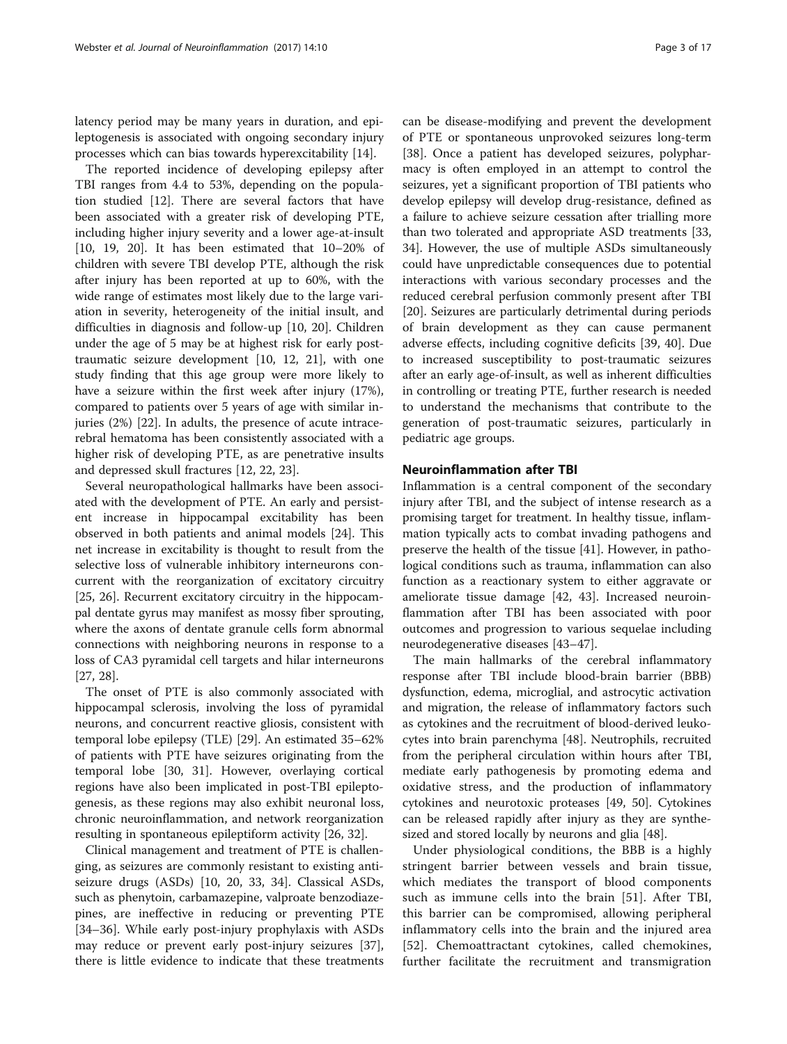latency period may be many years in duration, and epileptogenesis is associated with ongoing secondary injury processes which can bias towards hyperexcitability [14].

The reported incidence of developing epilepsy after TBI ranges from 4.4 to 53%, depending on the population studied [12]. There are several factors that have been associated with a greater risk of developing PTE, including higher injury severity and a lower age-at-insult [10, 19, 20]. It has been estimated that 10–20% of children with severe TBI develop PTE, although the risk after injury has been reported at up to 60%, with the wide range of estimates most likely due to the large variation in severity, heterogeneity of the initial insult, and difficulties in diagnosis and follow-up [10, 20]. Children under the age of 5 may be at highest risk for early post-traumatic seizure development [10, 12, 21], with one study finding that this age group were more likely to have a seizure within the first week after injury (17%), compared to patients over 5 years of age with similar injuries (2%) [22]. In adults, the presence of acute intracerebral hematoma has been consistently associated with a higher risk of developing PTE, as are penetrative insults and depressed skull fractures [12, 22, 23].

Several neuropathological hallmarks have been associated with the development of PTE. An early and persistent increase in hippocampal excitability has been observed in both patients and animal models [24]. This net increase in excitability is thought to result from the selective loss of vulnerable inhibitory interneurons concurrent with the reorganization of excitatory circuitry [25, 26]. Recurrent excitatory circuitry in the hippocampal dentate gyrus may manifest as mossy fiber sprouting, where the axons of dentate granule cells form abnormal connections with neighboring neurons in response to a loss of CA3 pyramidal cell targets and hilar interneurons [27, 28].

The onset of PTE is also commonly associated with hippocampal sclerosis, involving the loss of pyramidal neurons, and concurrent reactive gliosis, consistent with temporal lobe epilepsy (TLE) [29]. An estimated 35–62% of patients with PTE have seizures originating from the temporal lobe [30, 31]. However, overlaying cortical regions have also been implicated in post-TBI epileptogenesis, as these regions may also exhibit neuronal loss, chronic neuroinflammation, and network reorganization resulting in spontaneous epileptiform activity [26, 32].

Clinical management and treatment of PTE is challenging, as seizures are commonly resistant to existing anti-seizure drugs (ASDs) [10, 20, 33, 34]. Classical ASDs, such as phenytoin, carbamazepine, valproate benzodiazepines, are ineffective in reducing or preventing PTE [34–36]. While early post-injury prophylaxis with ASDs may reduce or prevent early post-injury seizures [37], there is little evidence to indicate that these treatments can be disease-modifying and prevent the development of PTE or spontaneous unprovoked seizures long-term [38]. Once a patient has developed seizures, polypharmacy is often employed in an attempt to control the seizures, yet a significant proportion of TBI patients who develop epilepsy will develop drug-resistance, defined as a failure to achieve seizure cessation after trialling more than two tolerated and appropriate ASD treatments [33, 34]. However, the use of multiple ASDs simultaneously could have unpredictable consequences due to potential interactions with various secondary processes and the reduced cerebral perfusion commonly present after TBI [20]. Seizures are particularly detrimental during periods of brain development as they can cause permanent adverse effects, including cognitive deficits [39, 40]. Due to increased susceptibility to post-traumatic seizures after an early age-of-insult, as well as inherent difficulties in controlling or treating PTE, further research is needed to understand the mechanisms that contribute to the generation of post-traumatic seizures, particularly in pediatric age groups.

## Neuroinflammation after TBI

Inflammation is a central component of the secondary injury after TBI, and the subject of intense research as a promising target for treatment. In healthy tissue, inflammation typically acts to combat invading pathogens and preserve the health of the tissue [41]. However, in pathological conditions such as trauma, inflammation can also function as a reactionary system to either aggravate or ameliorate tissue damage [42, 43]. Increased neuroinflammation after TBI has been associated with poor outcomes and progression to various sequelae including neurodegenerative diseases [43–47].

The main hallmarks of the cerebral inflammatory response after TBI include blood-brain barrier (BBB) dysfunction, edema, microglial, and astrocytic activation and migration, the release of inflammatory factors such as cytokines and the recruitment of blood-derived leukocytes into brain parenchyma [48]. Neutrophils, recruited from the peripheral circulation within hours after TBI, mediate early pathogenesis by promoting edema and oxidative stress, and the production of inflammatory cytokines and neurotoxic proteases [49, 50]. Cytokines can be released rapidly after injury as they are synthesized and stored locally by neurons and glia [48].

Under physiological conditions, the BBB is a highly stringent barrier between vessels and brain tissue, which mediates the transport of blood components such as immune cells into the brain [51]. After TBI, this barrier can be compromised, allowing peripheral inflammatory cells into the brain and the injured area [52]. Chemoattractant cytokines, called chemokines, further facilitate the recruitment and transmigration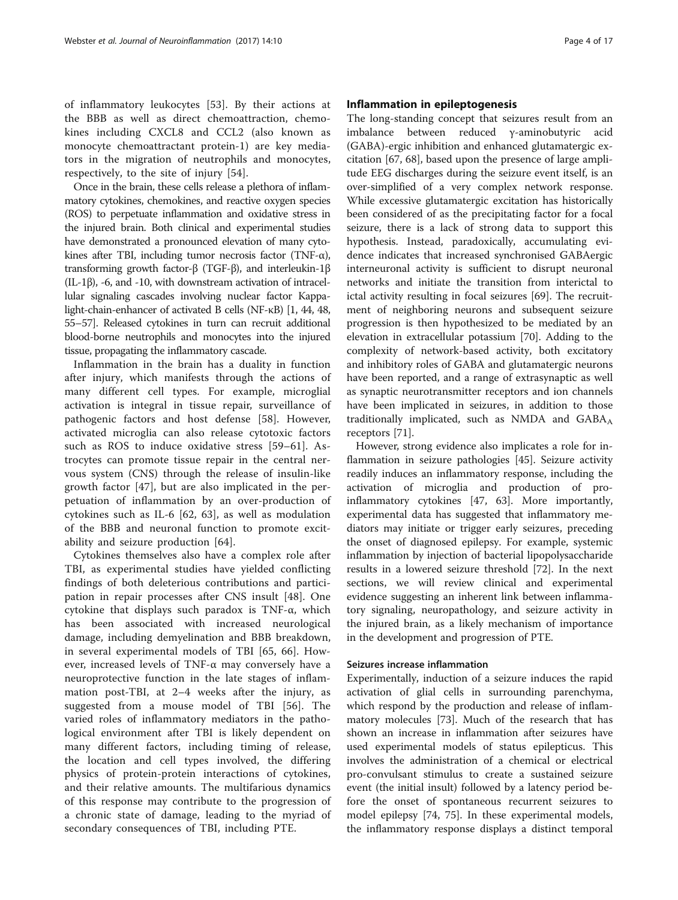of inflammatory leukocytes [53]. By their actions at the BBB as well as direct chemoattraction, chemokines including CXCL8 and CCL2 (also known as monocyte chemoattractant protein-1) are key mediators in the migration of neutrophils and monocytes, respectively, to the site of injury [54].

Once in the brain, these cells release a plethora of inflammatory cytokines, chemokines, and reactive oxygen species (ROS) to perpetuate inflammation and oxidative stress in the injured brain. Both clinical and experimental studies have demonstrated a pronounced elevation of many cytokines after TBI, including tumor necrosis factor (TNF-α), transforming growth factor-β (TGF-β), and interleukin-1β (IL-1β), -6, and -10, with downstream activation of intracellular signaling cascades involving nuclear factor Kappa-light-chain-enhancer of activated B cells (NF-κB) [1, 44, 48, 55–57]. Released cytokines in turn can recruit additional blood-borne neutrophils and monocytes into the injured tissue, propagating the inflammatory cascade.

Inflammation in the brain has a duality in function after injury, which manifests through the actions of many different cell types. For example, microglial activation is integral in tissue repair, surveillance of pathogenic factors and host defense [58]. However, activated microglia can also release cytotoxic factors such as ROS to induce oxidative stress [59–61]. Astrocytes can promote tissue repair in the central nervous system (CNS) through the release of insulin-like growth factor [47], but are also implicated in the perpetuation of inflammation by an over-production of cytokines such as IL-6 [62, 63], as well as modulation of the BBB and neuronal function to promote excitability and seizure production [64].

Cytokines themselves also have a complex role after TBI, as experimental studies have yielded conflicting findings of both deleterious contributions and participation in repair processes after CNS insult [48]. One cytokine that displays such paradox is TNF-α, which has been associated with increased neurological damage, including demyelination and BBB breakdown, in several experimental models of TBI [65, 66]. However, increased levels of TNF-α may conversely have a neuroprotective function in the late stages of inflammation post-TBI, at 2–4 weeks after the injury, as suggested from a mouse model of TBI [56]. The varied roles of inflammatory mediators in the pathological environment after TBI is likely dependent on many different factors, including timing of release, the location and cell types involved, the differing physics of protein-protein interactions of cytokines, and their relative amounts. The multifarious dynamics of this response may contribute to the progression of a chronic state of damage, leading to the myriad of secondary consequences of TBI, including PTE.

## Inflammation in epileptogenesis

The long-standing concept that seizures result from an imbalance between reduced γ-aminobutyric acid (GABA)-ergic inhibition and enhanced glutamatergic excitation [67, 68], based upon the presence of large amplitude EEG discharges during the seizure event itself, is an over-simplified of a very complex network response. While excessive glutamatergic excitation has historically been considered of as the precipitating factor for a focal seizure, there is a lack of strong data to support this hypothesis. Instead, paradoxically, accumulating evidence indicates that increased synchronised GABAergic interneuronal activity is sufficient to disrupt neuronal networks and initiate the transition from interictal to ictal activity resulting in focal seizures [69]. The recruitment of neighboring neurons and subsequent seizure progression is then hypothesized to be mediated by an elevation in extracellular potassium [70]. Adding to the complexity of network-based activity, both excitatory and inhibitory roles of GABA and glutamatergic neurons have been reported, and a range of extrasynaptic as well as synaptic neurotransmitter receptors and ion channels have been implicated in seizures, in addition to those traditionally implicated, such as NMDA and $GABA_A$ receptors [71].

However, strong evidence also implicates a role for inflammation in seizure pathologies [45]. Seizure activity readily induces an inflammatory response, including the activation of microglia and production of pro-inflammatory cytokines [47, 63]. More importantly, experimental data has suggested that inflammatory mediators may initiate or trigger early seizures, preceding the onset of diagnosed epilepsy. For example, systemic inflammation by injection of bacterial lipopolysaccharide results in a lowered seizure threshold [72]. In the next sections, we will review clinical and experimental evidence suggesting an inherent link between inflammatory signaling, neuropathology, and seizure activity in the injured brain, as a likely mechanism of importance in the development and progression of PTE.

### Seizures increase inflammation

Experimentally, induction of a seizure induces the rapid activation of glial cells in surrounding parenchyma, which respond by the production and release of inflammatory molecules [73]. Much of the research that has shown an increase in inflammation after seizures have used experimental models of status epilepticus. This involves the administration of a chemical or electrical pro-convulsant stimulus to create a sustained seizure event (the initial insult) followed by a latency period before the onset of spontaneous recurrent seizures to model epilepsy [74, 75]. In these experimental models, the inflammatory response displays a distinct temporal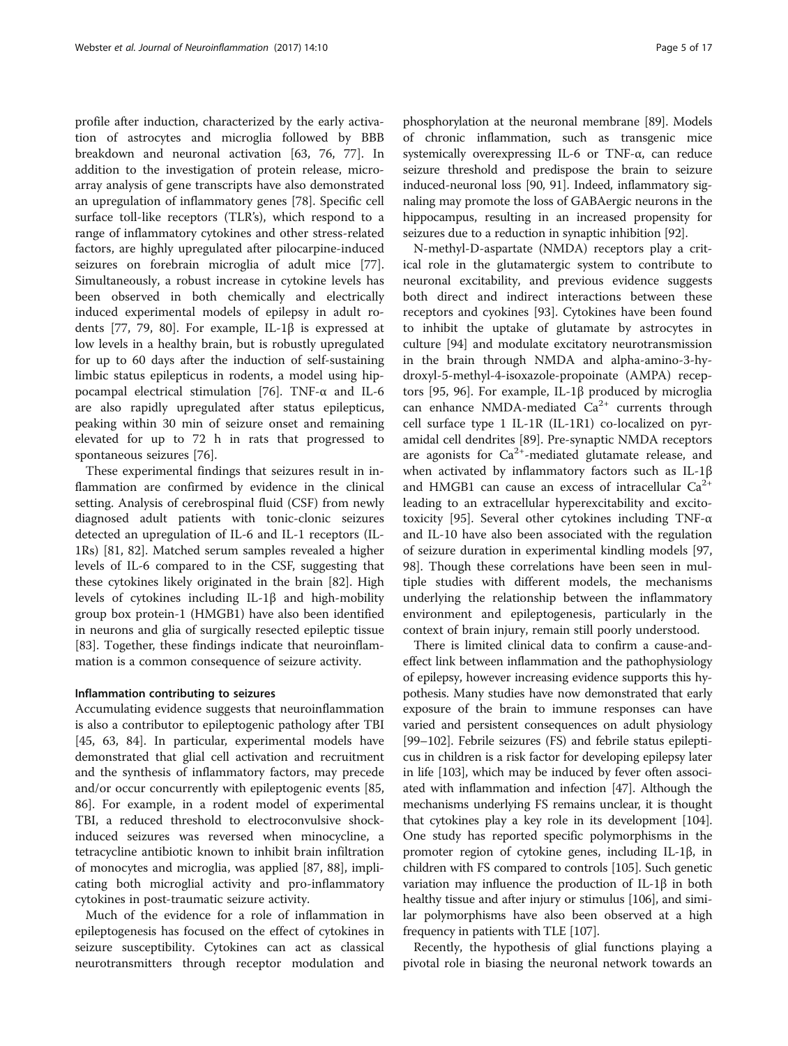profile after induction, characterized by the early activation of astrocytes and microglia followed by BBB breakdown and neuronal activation [63, 76, 77]. In addition to the investigation of protein release, microarray analysis of gene transcripts have also demonstrated an upregulation of inflammatory genes [78]. Specific cell surface toll-like receptors (TLR's), which respond to a range of inflammatory cytokines and other stress-related factors, are highly upregulated after pilocarpine-induced seizures on forebrain microglia of adult mice [77]. Simultaneously, a robust increase in cytokine levels has been observed in both chemically and electrically induced experimental models of epilepsy in adult rodents [77, 79, 80]. For example, IL-1β is expressed at low levels in a healthy brain, but is robustly upregulated for up to 60 days after the induction of self-sustaining limbic status epilepticus in rodents, a model using hippocampal electrical stimulation [76]. TNF-α and IL-6 are also rapidly upregulated after status epilepticus, peaking within 30 min of seizure onset and remaining elevated for up to 72 h in rats that progressed to spontaneous seizures [76].

These experimental findings that seizures result in inflammation are confirmed by evidence in the clinical setting. Analysis of cerebrospinal fluid (CSF) from newly diagnosed adult patients with tonic-clonic seizures detected an upregulation of IL-6 and IL-1 receptors (IL-1Rs) [81, 82]. Matched serum samples revealed a higher levels of IL-6 compared to in the CSF, suggesting that these cytokines likely originated in the brain [82]. High levels of cytokines including IL-1β and high-mobility group box protein-1 (HMGB1) have also been identified in neurons and glia of surgically resected epileptic tissue [83]. Together, these findings indicate that neuroinflammation is a common consequence of seizure activity.

#### Inflammation contributing to seizures

Accumulating evidence suggests that neuroinflammation is also a contributor to epileptogenic pathology after TBI [45, 63, 84]. In particular, experimental models have demonstrated that glial cell activation and recruitment and the synthesis of inflammatory factors, may precede and/or occur concurrently with epileptogenic events [85, 86]. For example, in a rodent model of experimental TBI, a reduced threshold to electroconvulsive shock-induced seizures was reversed when minocycline, a tetracycline antibiotic known to inhibit brain infiltration of monocytes and microglia, was applied [87, 88], implicating both microglial activity and pro-inflammatory cytokines in post-traumatic seizure activity.

Much of the evidence for a role of inflammation in epileptogenesis has focused on the effect of cytokines in seizure susceptibility. Cytokines can act as classical neurotransmitters through receptor modulation and phosphorylation at the neuronal membrane [89]. Models of chronic inflammation, such as transgenic mice systemically overexpressing IL-6 or TNF-α, can reduce seizure threshold and predispose the brain to seizure induced-neuronal loss [90, 91]. Indeed, inflammatory signaling may promote the loss of GABAergic neurons in the hippocampus, resulting in an increased propensity for seizures due to a reduction in synaptic inhibition [92].

N-methyl-D-aspartate (NMDA) receptors play a critical role in the glutamatergic system to contribute to neuronal excitability, and previous evidence suggests both direct and indirect interactions between these receptors and cyokines [93]. Cytokines have been found to inhibit the uptake of glutamate by astrocytes in culture [94] and modulate excitatory neurotransmission in the brain through NMDA and alpha-amino-3-hydroxyl-5-methyl-4-isoxazole-propoinate (AMPA) receptors [95, 96]. For example, IL-1β produced by microglia can enhance NMDA-mediated $Ca^{2+}$ currents through cell surface type 1 IL-1R (IL-1R1) co-localized on pyramidal cell dendrites [89]. Pre-synaptic NMDA receptors are agonists for $Ca^{2+}$-mediated glutamate release, and when activated by inflammatory factors such as IL-1β and HMGB1 can cause an excess of intracellular $Ca^{2+}$ leading to an extracellular hyperexcitability and excitotoxicity [95]. Several other cytokines including TNF-α and IL-10 have also been associated with the regulation of seizure duration in experimental kindling models [97, 98]. Though these correlations have been seen in multiple studies with different models, the mechanisms underlying the relationship between the inflammatory environment and epileptogenesis, particularly in the context of brain injury, remain still poorly understood.

There is limited clinical data to confirm a cause-and-effect link between inflammation and the pathophysiology of epilepsy, however increasing evidence supports this hypothesis. Many studies have now demonstrated that early exposure of the brain to immune responses can have varied and persistent consequences on adult physiology [99–102]. Febrile seizures (FS) and febrile status epilepticus in children is a risk factor for developing epilepsy later in life [103], which may be induced by fever often associated with inflammation and infection [47]. Although the mechanisms underlying FS remains unclear, it is thought that cytokines play a key role in its development [104]. One study has reported specific polymorphisms in the promoter region of cytokine genes, including IL-1β, in children with FS compared to controls [105]. Such genetic variation may influence the production of IL-1β in both healthy tissue and after injury or stimulus [106], and similar polymorphisms have also been observed at a high frequency in patients with TLE [107].

Recently, the hypothesis of glial functions playing a pivotal role in biasing the neuronal network towards an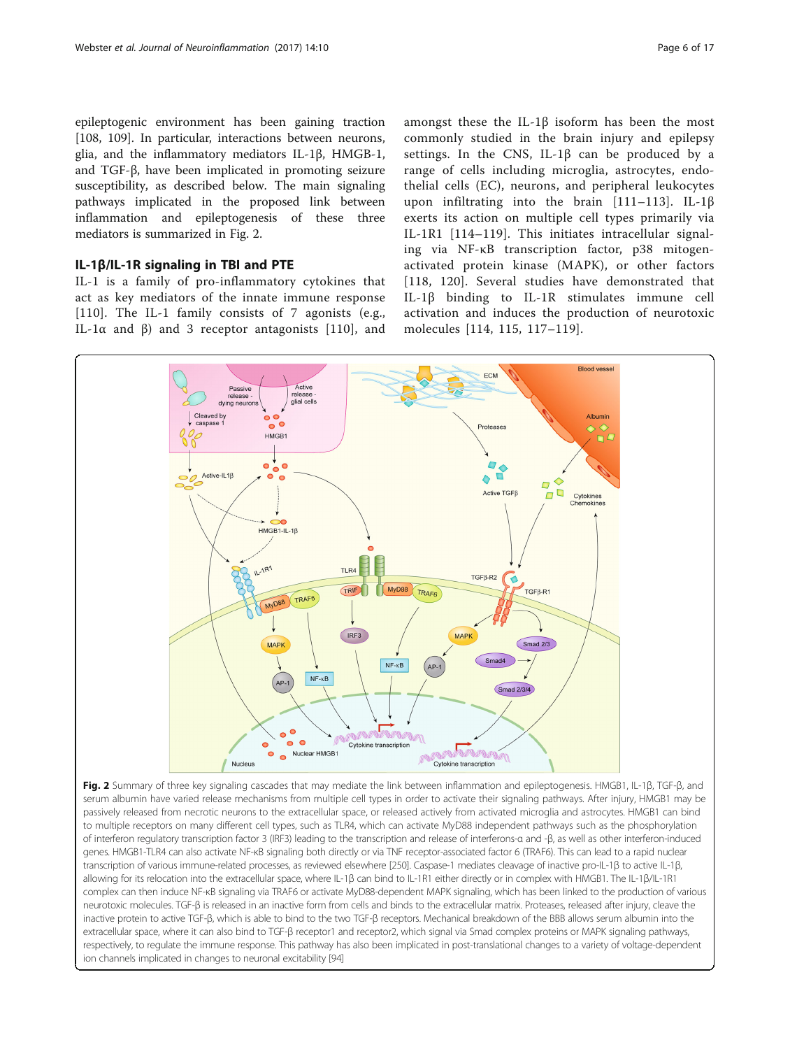epileptogenic environment has been gaining traction [108, 109]. In particular, interactions between neurons, glia, and the inflammatory mediators IL-1β, HMGB-1, and TGF-β, have been implicated in promoting seizure susceptibility, as described below. The main signaling pathways implicated in the proposed link between inflammation and epileptogenesis of these three mediators is summarized in Fig. 2.

## IL-1β/IL-1R signaling in TBI and PTE

IL-1 is a family of pro-inflammatory cytokines that act as key mediators of the innate immune response [110]. The IL-1 family consists of 7 agonists (e.g., IL-1α and β) and 3 receptor antagonists [110], and amongst these the IL-1β isoform has been the most commonly studied in the brain injury and epilepsy settings. In the CNS, IL-1β can be produced by a range of cells including microglia, astrocytes, endothelial cells (EC), neurons, and peripheral leukocytes upon infiltrating into the brain [111–113]. IL-1β exerts its action on multiple cell types primarily via IL-1R1 [114–119]. This initiates intracellular signaling via NF-κB transcription factor, p38 mitogen-activated protein kinase (MAPK), or other factors [118, 120]. Several studies have demonstrated that IL-1β binding to IL-1R stimulates immune cell activation and induces the production of neurotoxic molecules [114, 115, 117–119].

**Fig. 2** Summary of three key signaling cascades that may mediate the link between inflammation and epileptogenesis. HMGB1, IL-1β, TGF-β, and serum albumin have varied release mechanisms from multiple cell types in order to activate their signaling pathways. After injury, HMGB1 may be passively released from necrotic neurons to the extracellular space, or released actively from activated microglia and astrocytes. HMGB1 can bind to multiple receptors on many different cell types, such as TLR4, which can activate MyD88 independent pathways such as the phosphorylation of interferon regulatory transcription factor 3 (IRF3) leading to the transcription and release of interferons-α and -β, as well as other interferon-induced genes. HMGB1-TLR4 can also activate NF-κB signaling both directly or via TNF receptor-associated factor 6 (TRAF6). This can lead to a rapid nuclear transcription of various immune-related processes, as reviewed elsewhere [250]. Caspase-1 mediates cleavage of inactive pro-IL-1β to active IL-1β, allowing for its relocation into the extracellular space, where IL-1β can bind to IL-1R1 either directly or in complex with HMGB1. The IL-1β/IL-1R1 complex can then induce NF-κB signaling via TRAF6 or activate MyD88-dependent MAPK signaling, which has been linked to the production of various neurotoxic molecules. TGF-β is released in an inactive form from cells and binds to the extracellular matrix. Proteases, released after injury, cleave the inactive protein to active TGF-β, which is able to bind to the two TGF-β receptors. Mechanical breakdown of the BBB allows serum albumin into the extracellular space, where it can also bind to TGF-β receptor1 and receptor2, which signal via Smad complex proteins or MAPK signaling pathways, respectively, to regulate the immune response. This pathway has also been implicated in post-translational changes to a variety of voltage-dependent ion channels implicated in changes to neuronal excitability [94]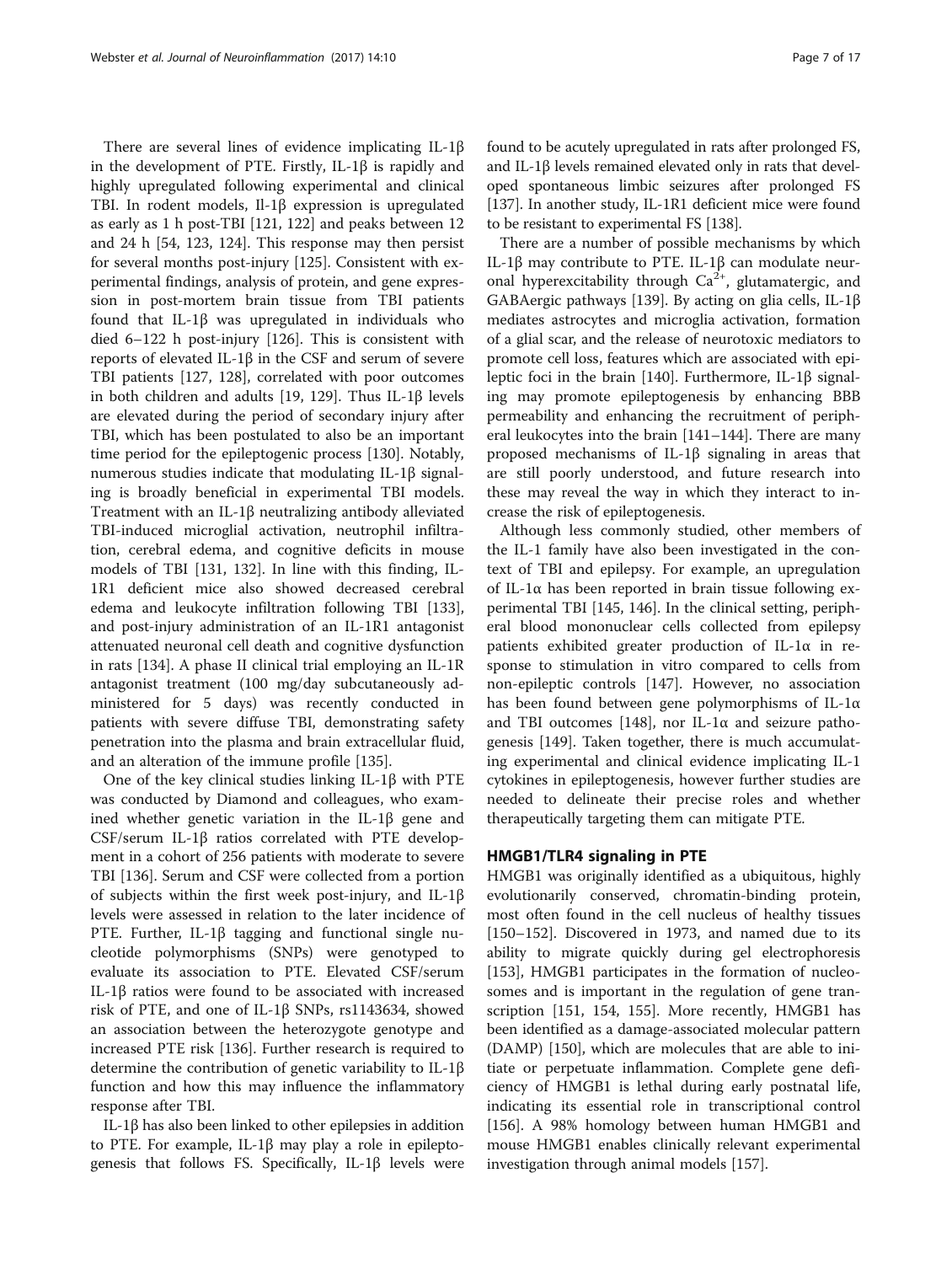There are several lines of evidence implicating IL-1β in the development of PTE. Firstly, IL-1β is rapidly and highly upregulated following experimental and clinical TBI. In rodent models, Il-1β expression is upregulated as early as 1 h post-TBI [121, 122] and peaks between 12 and 24 h [54, 123, 124]. This response may then persist for several months post-injury [125]. Consistent with experimental findings, analysis of protein, and gene expression in post-mortem brain tissue from TBI patients found that IL-1β was upregulated in individuals who died 6–122 h post-injury [126]. This is consistent with reports of elevated IL-1β in the CSF and serum of severe TBI patients [127, 128], correlated with poor outcomes in both children and adults [19, 129]. Thus IL-1β levels are elevated during the period of secondary injury after TBI, which has been postulated to also be an important time period for the epileptogenic process [130]. Notably, numerous studies indicate that modulating IL-1β signaling is broadly beneficial in experimental TBI models. Treatment with an IL-1β neutralizing antibody alleviated TBI-induced microglial activation, neutrophil infiltration, cerebral edema, and cognitive deficits in mouse models of TBI [131, 132]. In line with this finding, IL-1R1 deficient mice also showed decreased cerebral edema and leukocyte infiltration following TBI [133], and post-injury administration of an IL-1R1 antagonist attenuated neuronal cell death and cognitive dysfunction in rats [134]. A phase II clinical trial employing an IL-1R antagonist treatment (100 mg/day subcutaneously administered for 5 days) was recently conducted in patients with severe diffuse TBI, demonstrating safety penetration into the plasma and brain extracellular fluid, and an alteration of the immune profile [135].

One of the key clinical studies linking IL-1β with PTE was conducted by Diamond and colleagues, who examined whether genetic variation in the IL-1β gene and CSF/serum IL-1β ratios correlated with PTE development in a cohort of 256 patients with moderate to severe TBI [136]. Serum and CSF were collected from a portion of subjects within the first week post-injury, and IL-1β levels were assessed in relation to the later incidence of PTE. Further, IL-1β tagging and functional single nucleotide polymorphisms (SNPs) were genotyped to evaluate its association to PTE. Elevated CSF/serum IL-1β ratios were found to be associated with increased risk of PTE, and one of IL-1β SNPs, rs1143634, showed an association between the heterozygote genotype and increased PTE risk [136]. Further research is required to determine the contribution of genetic variability to IL-1β function and how this may influence the inflammatory response after TBI.

IL-1β has also been linked to other epilepsies in addition to PTE. For example, IL-1β may play a role in epileptogenesis that follows FS. Specifically, IL-1β levels were found to be acutely upregulated in rats after prolonged FS, and IL-1β levels remained elevated only in rats that developed spontaneous limbic seizures after prolonged FS [137]. In another study, IL-1R1 deficient mice were found to be resistant to experimental FS [138].

There are a number of possible mechanisms by which IL-1β may contribute to PTE. IL-1β can modulate neuronal hyperexcitability through $Ca^{2+}$, glutamatergic, and GABAergic pathways [139]. By acting on glia cells, IL-1β mediates astrocytes and microglia activation, formation of a glial scar, and the release of neurotoxic mediators to promote cell loss, features which are associated with epileptic foci in the brain [140]. Furthermore, IL-1β signaling may promote epileptogenesis by enhancing BBB permeability and enhancing the recruitment of peripheral leukocytes into the brain [141–144]. There are many proposed mechanisms of IL-1β signaling in areas that are still poorly understood, and future research into these may reveal the way in which they interact to increase the risk of epileptogenesis.

Although less commonly studied, other members of the IL-1 family have also been investigated in the context of TBI and epilepsy. For example, an upregulation of IL-1α has been reported in brain tissue following experimental TBI [145, 146]. In the clinical setting, peripheral blood mononuclear cells collected from epilepsy patients exhibited greater production of IL-1α in response to stimulation in vitro compared to cells from non-epileptic controls [147]. However, no association has been found between gene polymorphisms of IL-1α and TBI outcomes [148], nor IL-1α and seizure pathogenesis [149]. Taken together, there is much accumulating experimental and clinical evidence implicating IL-1 cytokines in epileptogenesis, however further studies are needed to delineate their precise roles and whether therapeutically targeting them can mitigate PTE.

## HMGB1/TLR4 signaling in PTE

HMGB1 was originally identified as a ubiquitous, highly evolutionarily conserved, chromatin-binding protein, most often found in the cell nucleus of healthy tissues [150–152]. Discovered in 1973, and named due to its ability to migrate quickly during gel electrophoresis [153], HMGB1 participates in the formation of nucleosomes and is important in the regulation of gene transcription [151, 154, 155]. More recently, HMGB1 has been identified as a damage-associated molecular pattern (DAMP) [150], which are molecules that are able to initiate or perpetuate inflammation. Complete gene deficiency of HMGB1 is lethal during early postnatal life, indicating its essential role in transcriptional control [156]. A 98% homology between human HMGB1 and mouse HMGB1 enables clinically relevant experimental investigation through animal models [157].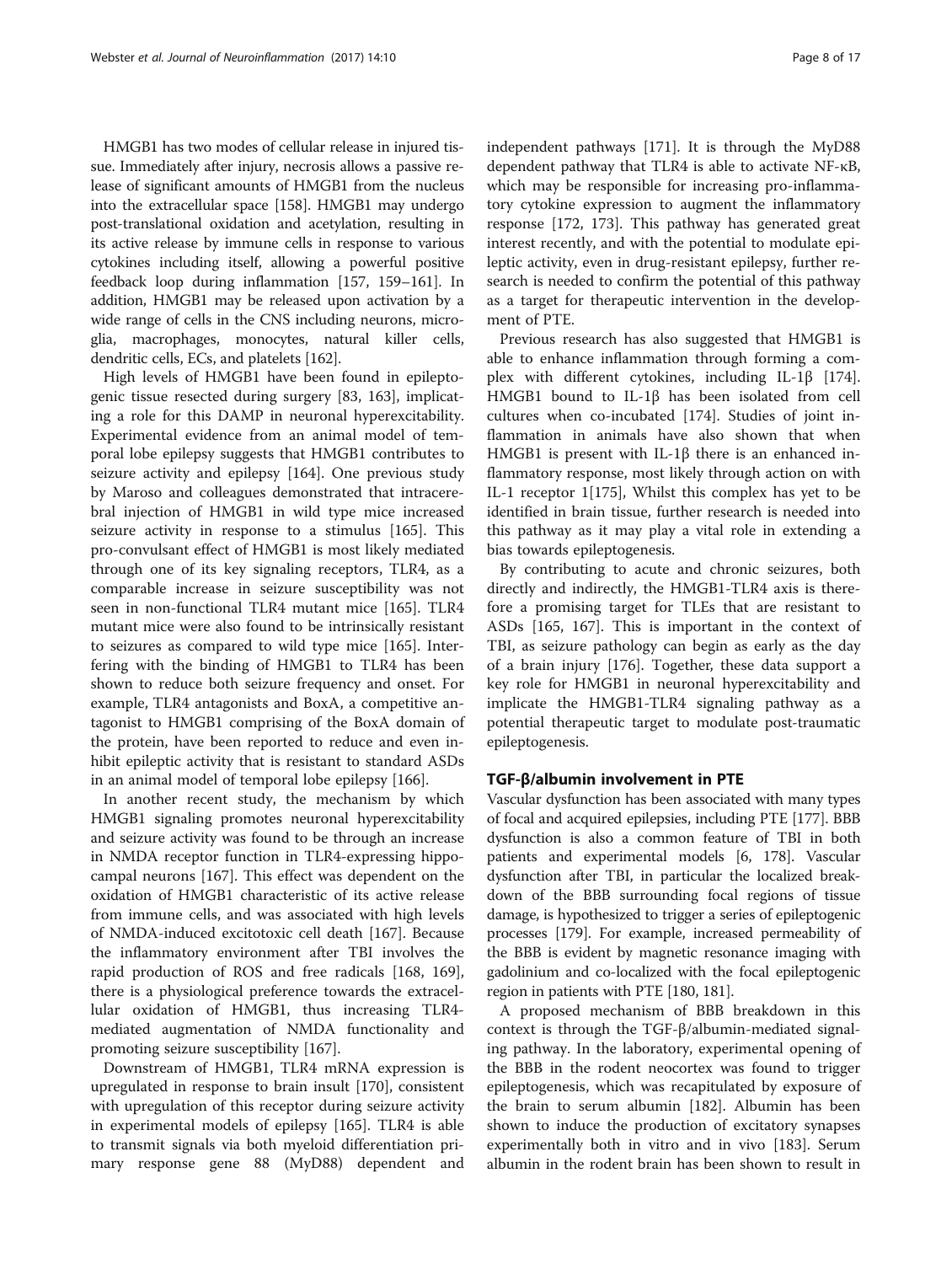HMGB1 has two modes of cellular release in injured tissue. Immediately after injury, necrosis allows a passive release of significant amounts of HMGB1 from the nucleus into the extracellular space [158]. HMGB1 may undergo post-translational oxidation and acetylation, resulting in its active release by immune cells in response to various cytokines including itself, allowing a powerful positive feedback loop during inflammation [157, 159–161]. In addition, HMGB1 may be released upon activation by a wide range of cells in the CNS including neurons, microglia, macrophages, monocytes, natural killer cells, dendritic cells, ECs, and platelets [162].

High levels of HMGB1 have been found in epileptogenic tissue resected during surgery [83, 163], implicating a role for this DAMP in neuronal hyperexcitability. Experimental evidence from an animal model of temporal lobe epilepsy suggests that HMGB1 contributes to seizure activity and epilepsy [164]. One previous study by Maroso and colleagues demonstrated that intracerebral injection of HMGB1 in wild type mice increased seizure activity in response to a stimulus [165]. This pro-convulsant effect of HMGB1 is most likely mediated through one of its key signaling receptors, TLR4, as a comparable increase in seizure susceptibility was not seen in non-functional TLR4 mutant mice [165]. TLR4 mutant mice were also found to be intrinsically resistant to seizures as compared to wild type mice [165]. Interfering with the binding of HMGB1 to TLR4 has been shown to reduce both seizure frequency and onset. For example, TLR4 antagonists and BoxA, a competitive antagonist to HMGB1 comprising of the BoxA domain of the protein, have been reported to reduce and even inhibit epileptic activity that is resistant to standard ASDs in an animal model of temporal lobe epilepsy [166].

In another recent study, the mechanism by which HMGB1 signaling promotes neuronal hyperexcitability and seizure activity was found to be through an increase in NMDA receptor function in TLR4-expressing hippocampal neurons [167]. This effect was dependent on the oxidation of HMGB1 characteristic of its active release from immune cells, and was associated with high levels of NMDA-induced excitotoxic cell death [167]. Because the inflammatory environment after TBI involves the rapid production of ROS and free radicals [168, 169], there is a physiological preference towards the extracellular oxidation of HMGB1, thus increasing TLR4-mediated augmentation of NMDA functionality and promoting seizure susceptibility [167].

Downstream of HMGB1, TLR4 mRNA expression is upregulated in response to brain insult [170], consistent with upregulation of this receptor during seizure activity in experimental models of epilepsy [165]. TLR4 is able to transmit signals via both myeloid differentiation primary response gene 88 (MyD88) dependent and independent pathways [171]. It is through the MyD88 dependent pathway that TLR4 is able to activate NF-κB, which may be responsible for increasing pro-inflammatory cytokine expression to augment the inflammatory response [172, 173]. This pathway has generated great interest recently, and with the potential to modulate epileptic activity, even in drug-resistant epilepsy, further research is needed to confirm the potential of this pathway as a target for therapeutic intervention in the development of PTE.

Previous research has also suggested that HMGB1 is able to enhance inflammation through forming a complex with different cytokines, including IL-1β [174]. HMGB1 bound to IL-1β has been isolated from cell cultures when co-incubated [174]. Studies of joint inflammation in animals have also shown that when HMGB1 is present with IL-1β there is an enhanced inflammatory response, most likely through action on with IL-1 receptor 1[175], Whilst this complex has yet to be identified in brain tissue, further research is needed into this pathway as it may play a vital role in extending a bias towards epileptogenesis.

By contributing to acute and chronic seizures, both directly and indirectly, the HMGB1-TLR4 axis is therefore a promising target for TLEs that are resistant to ASDs [165, 167]. This is important in the context of TBI, as seizure pathology can begin as early as the day of a brain injury [176]. Together, these data support a key role for HMGB1 in neuronal hyperexcitability and implicate the HMGB1-TLR4 signaling pathway as a potential therapeutic target to modulate post-traumatic epileptogenesis.

## TGF-β/albumin involvement in PTE

Vascular dysfunction has been associated with many types of focal and acquired epilepsies, including PTE [177]. BBB dysfunction is also a common feature of TBI in both patients and experimental models [6, 178]. Vascular dysfunction after TBI, in particular the localized breakdown of the BBB surrounding focal regions of tissue damage, is hypothesized to trigger a series of epileptogenic processes [179]. For example, increased permeability of the BBB is evident by magnetic resonance imaging with gadolinium and co-localized with the focal epileptogenic region in patients with PTE [180, 181].

A proposed mechanism of BBB breakdown in this context is through the TGF-β/albumin-mediated signaling pathway. In the laboratory, experimental opening of the BBB in the rodent neocortex was found to trigger epileptogenesis, which was recapitulated by exposure of the brain to serum albumin [182]. Albumin has been shown to induce the production of excitatory synapses experimentally both in vitro and in vivo [183]. Serum albumin in the rodent brain has been shown to result in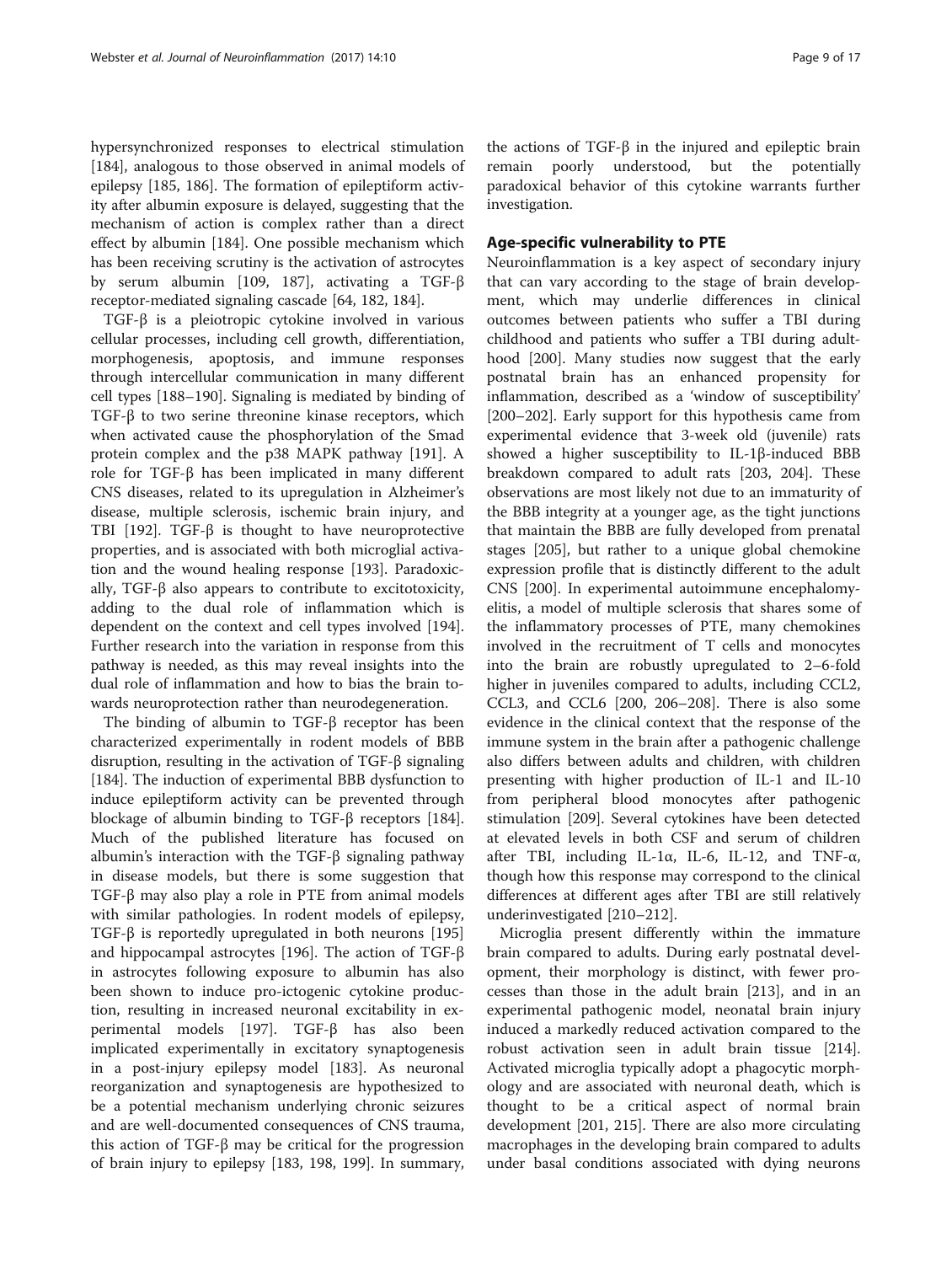hypersynchronized responses to electrical stimulation [184], analogous to those observed in animal models of epilepsy [185, 186]. The formation of epileptiform activity after albumin exposure is delayed, suggesting that the mechanism of action is complex rather than a direct effect by albumin [184]. One possible mechanism which has been receiving scrutiny is the activation of astrocytes by serum albumin [109, 187], activating a TGF-β receptor-mediated signaling cascade [64, 182, 184].

TGF-β is a pleiotropic cytokine involved in various cellular processes, including cell growth, differentiation, morphogenesis, apoptosis, and immune responses through intercellular communication in many different cell types [188–190]. Signaling is mediated by binding of TGF-β to two serine threonine kinase receptors, which when activated cause the phosphorylation of the Smad protein complex and the p38 MAPK pathway [191]. A role for TGF-β has been implicated in many different CNS diseases, related to its upregulation in Alzheimer's disease, multiple sclerosis, ischemic brain injury, and TBI [192]. TGF-β is thought to have neuroprotective properties, and is associated with both microglial activation and the wound healing response [193]. Paradoxically, TGF-β also appears to contribute to excitotoxicity, adding to the dual role of inflammation which is dependent on the context and cell types involved [194]. Further research into the variation in response from this pathway is needed, as this may reveal insights into the dual role of inflammation and how to bias the brain towards neuroprotection rather than neurodegeneration.

The binding of albumin to TGF-β receptor has been characterized experimentally in rodent models of BBB disruption, resulting in the activation of TGF-β signaling [184]. The induction of experimental BBB dysfunction to induce epileptiform activity can be prevented through blockage of albumin binding to TGF-β receptors [184]. Much of the published literature has focused on albumin's interaction with the TGF-β signaling pathway in disease models, but there is some suggestion that TGF-β may also play a role in PTE from animal models with similar pathologies. In rodent models of epilepsy, TGF-β is reportedly upregulated in both neurons [195] and hippocampal astrocytes [196]. The action of TGF-β in astrocytes following exposure to albumin has also been shown to induce pro-ictogenic cytokine production, resulting in increased neuronal excitability in experimental models [197]. TGF-β has also been implicated experimentally in excitatory synaptogenesis in a post-injury epilepsy model [183]. As neuronal reorganization and synaptogenesis are hypothesized to be a potential mechanism underlying chronic seizures and are well-documented consequences of CNS trauma, this action of TGF-β may be critical for the progression of brain injury to epilepsy [183, 198, 199]. In summary, the actions of TGF-β in the injured and epileptic brain remain poorly understood, but the potentially paradoxical behavior of this cytokine warrants further investigation.

## Age-specific vulnerability to PTE

Neuroinflammation is a key aspect of secondary injury that can vary according to the stage of brain development, which may underlie differences in clinical outcomes between patients who suffer a TBI during childhood and patients who suffer a TBI during adulthood [200]. Many studies now suggest that the early postnatal brain has an enhanced propensity for inflammation, described as a 'window of susceptibility' [200–202]. Early support for this hypothesis came from experimental evidence that 3-week old (juvenile) rats showed a higher susceptibility to IL-1β-induced BBB breakdown compared to adult rats [203, 204]. These observations are most likely not due to an immaturity of the BBB integrity at a younger age, as the tight junctions that maintain the BBB are fully developed from prenatal stages [205], but rather to a unique global chemokine expression profile that is distinctly different to the adult CNS [200]. In experimental autoimmune encephalomyelitis, a model of multiple sclerosis that shares some of the inflammatory processes of PTE, many chemokines involved in the recruitment of T cells and monocytes into the brain are robustly upregulated to 2–6-fold higher in juveniles compared to adults, including CCL2, CCL3, and CCL6 [200, 206–208]. There is also some evidence in the clinical context that the response of the immune system in the brain after a pathogenic challenge also differs between adults and children, with children presenting with higher production of IL-1 and IL-10 from peripheral blood monocytes after pathogenic stimulation [209]. Several cytokines have been detected at elevated levels in both CSF and serum of children after TBI, including IL-1α, IL-6, IL-12, and TNF-α, though how this response may correspond to the clinical differences at different ages after TBI are still relatively underinvestigated [210–212].

Microglia present differently within the immature brain compared to adults. During early postnatal development, their morphology is distinct, with fewer processes than those in the adult brain [213], and in an experimental pathogenic model, neonatal brain injury induced a markedly reduced activation compared to the robust activation seen in adult brain tissue [214]. Activated microglia typically adopt a phagocytic morphology and are associated with neuronal death, which is thought to be a critical aspect of normal brain development [201, 215]. There are also more circulating macrophages in the developing brain compared to adults under basal conditions associated with dying neurons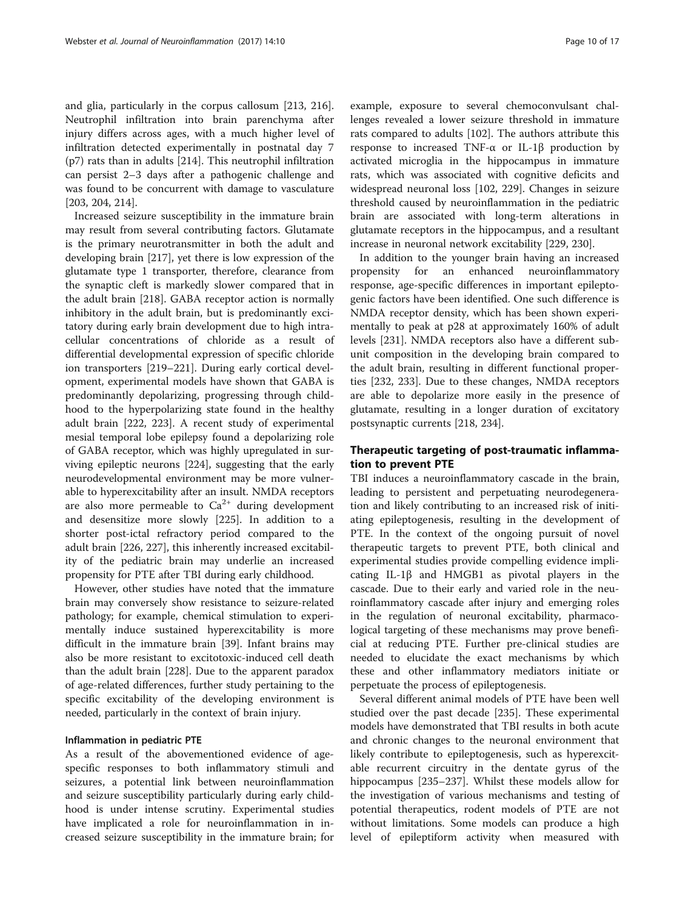and glia, particularly in the corpus callosum [213, 216]. Neutrophil infiltration into brain parenchyma after injury differs across ages, with a much higher level of infiltration detected experimentally in postnatal day 7 (p7) rats than in adults [214]. This neutrophil infiltration can persist 2–3 days after a pathogenic challenge and was found to be concurrent with damage to vasculature [203, 204, 214].

Increased seizure susceptibility in the immature brain may result from several contributing factors. Glutamate is the primary neurotransmitter in both the adult and developing brain [217], yet there is low expression of the glutamate type 1 transporter, therefore, clearance from the synaptic cleft is markedly slower compared that in the adult brain [218]. GABA receptor action is normally inhibitory in the adult brain, but is predominantly excitatory during early brain development due to high intracellular concentrations of chloride as a result of differential developmental expression of specific chloride ion transporters [219–221]. During early cortical development, experimental models have shown that GABA is predominantly depolarizing, progressing through childhood to the hyperpolarizing state found in the healthy adult brain [222, 223]. A recent study of experimental mesial temporal lobe epilepsy found a depolarizing role of GABA receptor, which was highly upregulated in surviving epileptic neurons [224], suggesting that the early neurodevelopmental environment may be more vulnerable to hyperexcitability after an insult. NMDA receptors are also more permeable to $Ca^{2+}$ during development and desensitize more slowly [225]. In addition to a shorter post-ictal refractory period compared to the adult brain [226, 227], this inherently increased excitability of the pediatric brain may underlie an increased propensity for PTE after TBI during early childhood.

However, other studies have noted that the immature brain may conversely show resistance to seizure-related pathology; for example, chemical stimulation to experimentally induce sustained hyperexcitability is more difficult in the immature brain [39]. Infant brains may also be more resistant to excitotoxic-induced cell death than the adult brain [228]. Due to the apparent paradox of age-related differences, further study pertaining to the specific excitability of the developing environment is needed, particularly in the context of brain injury.

### Inflammation in pediatric PTE

As a result of the abovementioned evidence of age-specific responses to both inflammatory stimuli and seizures, a potential link between neuroinflammation and seizure susceptibility particularly during early childhood is under intense scrutiny. Experimental studies have implicated a role for neuroinflammation in increased seizure susceptibility in the immature brain; for example, exposure to several chemoconvulsant challenges revealed a lower seizure threshold in immature rats compared to adults [102]. The authors attribute this response to increased TNF-α or IL-1β production by activated microglia in the hippocampus in immature rats, which was associated with cognitive deficits and widespread neuronal loss [102, 229]. Changes in seizure threshold caused by neuroinflammation in the pediatric brain are associated with long-term alterations in glutamate receptors in the hippocampus, and a resultant increase in neuronal network excitability [229, 230].

In addition to the younger brain having an increased propensity for an enhanced neuroinflammatory response, age-specific differences in important epileptogenic factors have been identified. One such difference is NMDA receptor density, which has been shown experimentally to peak at p28 at approximately 160% of adult levels [231]. NMDA receptors also have a different subunit composition in the developing brain compared to the adult brain, resulting in different functional properties [232, 233]. Due to these changes, NMDA receptors are able to depolarize more easily in the presence of glutamate, resulting in a longer duration of excitatory postsynaptic currents [218, 234].

## Therapeutic targeting of post-traumatic inflammation to prevent PTE

TBI induces a neuroinflammatory cascade in the brain, leading to persistent and perpetuating neurodegeneration and likely contributing to an increased risk of initiating epileptogenesis, resulting in the development of PTE. In the context of the ongoing pursuit of novel therapeutic targets to prevent PTE, both clinical and experimental studies provide compelling evidence implicating IL-1β and HMGB1 as pivotal players in the cascade. Due to their early and varied role in the neuroinflammatory cascade after injury and emerging roles in the regulation of neuronal excitability, pharmacological targeting of these mechanisms may prove beneficial at reducing PTE. Further pre-clinical studies are needed to elucidate the exact mechanisms by which these and other inflammatory mediators initiate or perpetuate the process of epileptogenesis.

Several different animal models of PTE have been well studied over the past decade [235]. These experimental models have demonstrated that TBI results in both acute and chronic changes to the neuronal environment that likely contribute to epileptogenesis, such as hyperexcitable recurrent circuitry in the dentate gyrus of the hippocampus [235–237]. Whilst these models allow for the investigation of various mechanisms and testing of potential therapeutics, rodent models of PTE are not without limitations. Some models can produce a high level of epileptiform activity when measured with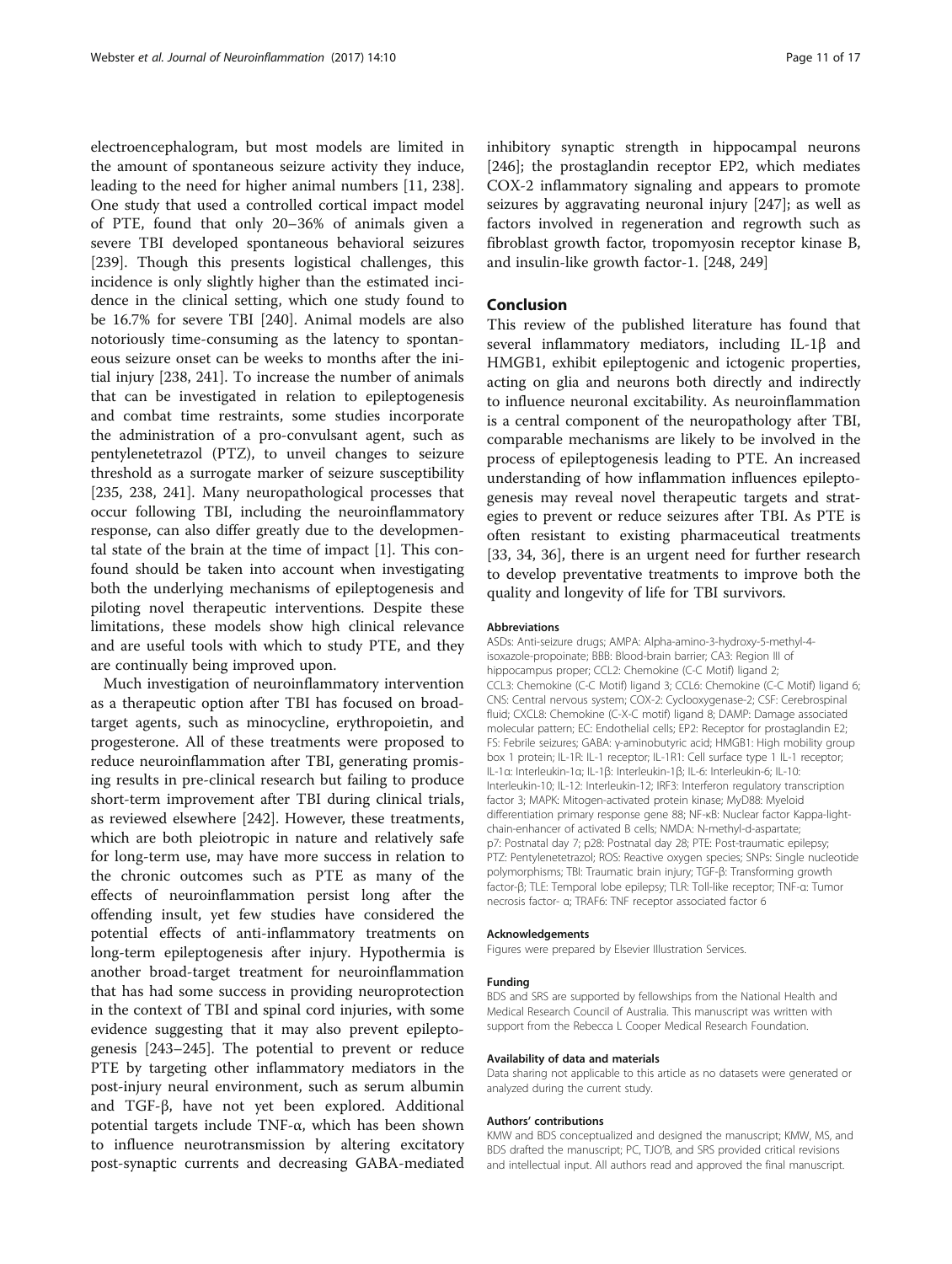electroencephalogram, but most models are limited in the amount of spontaneous seizure activity they induce, leading to the need for higher animal numbers [11, 238]. One study that used a controlled cortical impact model of PTE, found that only 20–36% of animals given a severe TBI developed spontaneous behavioral seizures [239]. Though this presents logistical challenges, this incidence is only slightly higher than the estimated incidence in the clinical setting, which one study found to be 16.7% for severe TBI [240]. Animal models are also notoriously time-consuming as the latency to spontaneous seizure onset can be weeks to months after the initial injury [238, 241]. To increase the number of animals that can be investigated in relation to epileptogenesis and combat time restraints, some studies incorporate the administration of a pro-convulsant agent, such as pentylenetetrazol (PTZ), to unveil changes to seizure threshold as a surrogate marker of seizure susceptibility [235, 238, 241]. Many neuropathological processes that occur following TBI, including the neuroinflammatory response, can also differ greatly due to the developmental state of the brain at the time of impact [1]. This confound should be taken into account when investigating both the underlying mechanisms of epileptogenesis and piloting novel therapeutic interventions. Despite these limitations, these models show high clinical relevance and are useful tools with which to study PTE, and they are continually being improved upon.

Much investigation of neuroinflammatory intervention as a therapeutic option after TBI has focused on broad-target agents, such as minocycline, erythropoietin, and progesterone. All of these treatments were proposed to reduce neuroinflammation after TBI, generating promising results in pre-clinical research but failing to produce short-term improvement after TBI during clinical trials, as reviewed elsewhere [242]. However, these treatments, which are both pleiotropic in nature and relatively safe for long-term use, may have more success in relation to the chronic outcomes such as PTE as many of the effects of neuroinflammation persist long after the offending insult, yet few studies have considered the potential effects of anti-inflammatory treatments on long-term epileptogenesis after injury. Hypothermia is another broad-target treatment for neuroinflammation that has had some success in providing neuroprotection in the context of TBI and spinal cord injuries, with some evidence suggesting that it may also prevent epileptogenesis [243–245]. The potential to prevent or reduce PTE by targeting other inflammatory mediators in the post-injury neural environment, such as serum albumin and TGF-β, have not yet been explored. Additional potential targets include TNF-α, which has been shown to influence neurotransmission by altering excitatory post-synaptic currents and decreasing GABA-mediated inhibitory synaptic strength in hippocampal neurons [246]; the prostaglandin receptor EP2, which mediates COX-2 inflammatory signaling and appears to promote seizures by aggravating neuronal injury [247]; as well as factors involved in regeneration and regrowth such as fibroblast growth factor, tropomyosin receptor kinase B, and insulin-like growth factor-1. [248, 249]

## Conclusion

This review of the published literature has found that several inflammatory mediators, including IL-1β and HMGB1, exhibit epileptogenic and ictogenic properties, acting on glia and neurons both directly and indirectly to influence neuronal excitability. As neuroinflammation is a central component of the neuropathology after TBI, comparable mechanisms are likely to be involved in the process of epileptogenesis leading to PTE. An increased understanding of how inflammation influences epileptogenesis may reveal novel therapeutic targets and strategies to prevent or reduce seizures after TBI. As PTE is often resistant to existing pharmaceutical treatments [33, 34, 36], there is an urgent need for further research to develop preventative treatments to improve both the quality and longevity of life for TBI survivors.

#### Abbreviations

ASDs: Anti-seizure drugs; AMPA: Alpha-amino-3-hydroxy-5-methyl-4-isoxazole-propoinate; BBB: Blood-brain barrier; CA3: Region III of hippocampus proper; CCL2: Chemokine (C-C Motif) ligand 2; CCL3: Chemokine (C-C Motif) ligand 3; CCL6: Chemokine (C-C Motif) ligand 6; CNS: Central nervous system; COX-2: Cyclooxygenase-2; CSF: Cerebrospinal fluid; CXCL8: Chemokine (C-X-C motif) ligand 8; DAMP: Damage associated molecular pattern; EC: Endothelial cells; EP2: Receptor for prostaglandin E2; FS: Febrile seizures; GABA: γ-aminobutyric acid; HMGB1: High mobility group box 1 protein; IL-1R: IL-1 receptor; IL-1R1: Cell surface type 1 IL-1 receptor; IL-1α: Interleukin-1α; IL-1β: Interleukin-1β; IL-6: Interleukin-6; IL-10: Interleukin-10; IL-12: Interleukin-12; IRF3: Interferon regulatory transcription factor 3; MAPK: Mitogen-activated protein kinase; MyD88: Myeloid differentiation primary response gene 88; NF-κB: Nuclear factor Kappa-light-chain-enhancer of activated B cells; NMDA: N-methyl-d-aspartate; p7: Postnatal day 7; p28: Postnatal day 28; PTE: Post-traumatic epilepsy; PTZ: Pentylenetetrazol; ROS: Reactive oxygen species; SNPs: Single nucleotide polymorphisms; TBI: Traumatic brain injury; TGF-β: Transforming growth factor-β; TLE: Temporal lobe epilepsy; TLR: Toll-like receptor; TNF-α: Tumor necrosis factor- α; TRAF6: TNF receptor associated factor 6

#### Acknowledgements

Figures were prepared by Elsevier Illustration Services.

#### Funding

BDS and SRS are supported by fellowships from the National Health and Medical Research Council of Australia. This manuscript was written with support from the Rebecca L Cooper Medical Research Foundation.

#### Availability of data and materials

Data sharing not applicable to this article as no datasets were generated or analyzed during the current study.

#### Authors' contributions

KMW and BDS conceptualized and designed the manuscript; KMW, MS, and BDS drafted the manuscript; PC, TJO'B, and SRS provided critical revisions and intellectual input. All authors read and approved the final manuscript.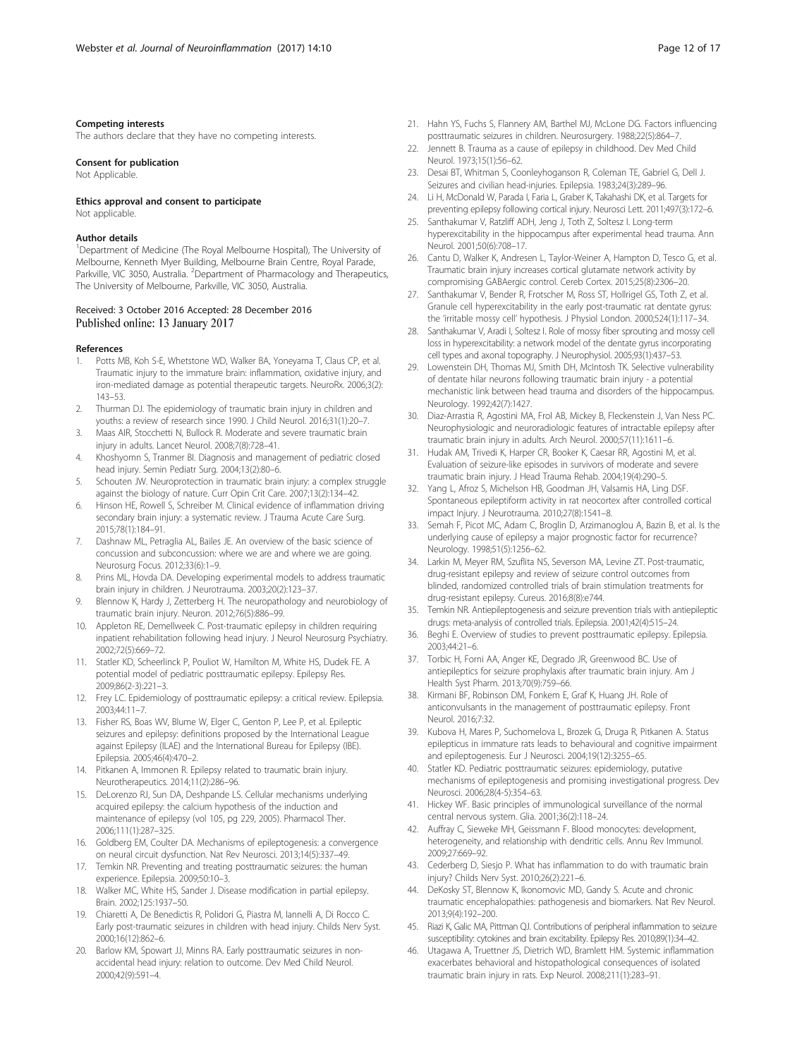#### Competing interests

The authors declare that they have no competing interests.

#### Consent for publication

Not Applicable.

#### Ethics approval and consent to participate

Not applicable.

#### Author details

[1]Department of Medicine (The Royal Melbourne Hospital), The University of Melbourne, Kenneth Myer Building, Melbourne Brain Centre, Royal Parade, Parkville, VIC 3050, Australia. [2]Department of Pharmacology and Therapeutics, The University of Melbourne, Parkville, VIC 3050, Australia.

Received: 3 October 2016 Accepted: 28 December 2016
Published online: 13 January 2017

#### References

1. Potts MB, Koh S-E, Whetstone WD, Walker BA, Yoneyama T, Claus CP, et al. Traumatic injury to the immature brain: inflammation, oxidative injury, and iron-mediated damage as potential therapeutic targets. NeuroRx. 2006;3(2): 143–53.
2. Thurman DJ. The epidemiology of traumatic brain injury in children and youths: a review of research since 1990. J Child Neurol. 2016;31(1):20–7.
3. Maas AIR, Stocchetti N, Bullock R. Moderate and severe traumatic brain injury in adults. Lancet Neurol. 2008;7(8):728–41.
4. Khoshyomn S, Tranmer BI. Diagnosis and management of pediatric closed head injury. Semin Pediatr Surg. 2004;13(2):80–6.
5. Schouten JW. Neuroprotection in traumatic brain injury: a complex struggle against the biology of nature. Curr Opin Crit Care. 2007;13(2):134–42.
6. Hinson HE, Rowell S, Schreiber M. Clinical evidence of inflammation driving secondary brain injury: a systematic review. J Trauma Acute Care Surg. 2015;78(1):184–91.
7. Dashnaw ML, Petraglia AL, Bailes JE. An overview of the basic science of concussion and subconcussion: where we are and where we are going. Neurosurg Focus. 2012;33(6):1–9.
8. Prins ML, Hovda DA. Developing experimental models to address traumatic brain injury in children. J Neurotrauma. 2003;20(2):123–37.
9. Blennow K, Hardy J, Zetterberg H. The neuropathology and neurobiology of traumatic brain injury. Neuron. 2012;76(5):886–99.
10. Appleton RE, Demellweek C. Post-traumatic epilepsy in children requiring inpatient rehabilitation following head injury. J Neurol Neurosurg Psychiatry. 2002;72(5):669–72.
11. Statler KD, Scheerlinck P, Pouliot W, Hamilton M, White HS, Dudek FE. A potential model of pediatric posttraumatic epilepsy. Epilepsy Res. 2009;86(2-3):221–3.
12. Frey LC. Epidemiology of posttraumatic epilepsy: a critical review. Epilepsia. 2003;44:11–7.
13. Fisher RS, Boas WV, Blume W, Elger C, Genton P, Lee P, et al. Epileptic seizures and epilepsy: definitions proposed by the International League against Epilepsy (ILAE) and the International Bureau for Epilepsy (IBE). Epilepsia. 2005;46(4):470–2.
14. Pitkanen A, Immonen R. Epilepsy related to traumatic brain injury. Neurotherapeutics. 2014;11(2):286–96.
15. DeLorenzo RJ, Sun DA, Deshpande LS. Cellular mechanisms underlying acquired epilepsy: the calcium hypothesis of the induction and maintenance of epilepsy (vol 105, pg 229, 2005). Pharmacol Ther. 2006;111(1):287–325.
16. Goldberg EM, Coulter DA. Mechanisms of epileptogenesis: a convergence on neural circuit dysfunction. Nat Rev Neurosci. 2013;14(5):337–49.
17. Temkin NR. Preventing and treating posttraumatic seizures: the human experience. Epilepsia. 2009;50:10–3.
18. Walker MC, White HS, Sander J. Disease modification in partial epilepsy. Brain. 2002;125:1937–50.
19. Chiaretti A, De Benedictis R, Polidori G, Piastra M, Iannelli A, Di Rocco C. Early post-traumatic seizures in children with head injury. Childs Nerv Syst. 2000;16(12):862–6.
20. Barlow KM, Spowart JJ, Minns RA. Early posttraumatic seizures in non-accidental head injury: relation to outcome. Dev Med Child Neurol. 2000;42(9):591–4.
21. Hahn YS, Fuchs S, Flannery AM, Barthel MJ, McLone DG. Factors influencing posttraumatic seizures in children. Neurosurgery. 1988;22(5):864–7.
22. Jennett B. Trauma as a cause of epilepsy in childhood. Dev Med Child Neurol. 1973;15(1):56–62.
23. Desai BT, Whitman S, Coonleyhoganson R, Coleman TE, Gabriel G, Dell J. Seizures and civilian head-injuries. Epilepsia. 1983;24(3):289–96.
24. Li H, McDonald W, Parada I, Faria L, Graber K, Takahashi DK, et al. Targets for preventing epilepsy following cortical injury. Neurosci Lett. 2011;497(3):172–6.
25. Santhakumar V, Ratzliff ADH, Jeng J, Toth Z, Soltesz I. Long-term hyperexcitability in the hippocampus after experimental head trauma. Ann Neurol. 2001;50(6):708–17.
26. Cantu D, Walker K, Andresen L, Taylor-Weiner A, Hampton D, Tesco G, et al. Traumatic brain injury increases cortical glutamate network activity by compromising GABAergic control. Cereb Cortex. 2015;25(8):2306–20.
27. Santhakumar V, Bender R, Frotscher M, Ross ST, Hollrigel GS, Toth Z, et al. Granule cell hyperexcitability in the early post-traumatic rat dentate gyrus: the 'irritable mossy cell' hypothesis. J Physiol London. 2000;524(1):117–34.
28. Santhakumar V, Aradi I, Soltesz I. Role of mossy fiber sprouting and mossy cell loss in hyperexcitability: a network model of the dentate gyrus incorporating cell types and axonal topography. J Neurophysiol. 2005;93(1):437–53.
29. Lowenstein DH, Thomas MJ, Smith DH, McIntosh TK. Selective vulnerability of dentate hilar neurons following traumatic brain injury - a potential mechanistic link between head trauma and disorders of the hippocampus. Neurology. 1992;42(7):1427.
30. Diaz-Arrastia R, Agostini MA, Frol AB, Mickey B, Fleckenstein J, Van Ness PC. Neurophysiologic and neuroradiologic features of intractable epilepsy after traumatic brain injury in adults. Arch Neurol. 2000;57(11):1611–6.
31. Hudak AM, Trivedi K, Harper CR, Booker K, Caesar RR, Agostini M, et al. Evaluation of seizure-like episodes in survivors of moderate and severe traumatic brain injury. J Head Trauma Rehab. 2004;19(4):290–5.
32. Yang L, Afroz S, Michelson HB, Goodman JH, Valsamis HA, Ling DSF. Spontaneous epileptiform activity in rat neocortex after controlled cortical impact Injury. J Neurotrauma. 2010;27(8):1541–8.
33. Semah F, Picot MC, Adam C, Broglin D, Arzimanoglou A, Bazin B, et al. Is the underlying cause of epilepsy a major prognostic factor for recurrence? Neurology. 1998;51(5):1256–62.
34. Larkin M, Meyer RM, Szuflita NS, Severson MA, Levine ZT. Post-traumatic, drug-resistant epilepsy and review of seizure control outcomes from blinded, randomized controlled trials of brain stimulation treatments for drug-resistant epilepsy. Cureus. 2016;8(8):e744.
35. Temkin NR. Antiepileptogenesis and seizure prevention trials with antiepileptic drugs: meta-analysis of controlled trials. Epilepsia. 2001;42(4):515–24.
36. Beghi E. Overview of studies to prevent posttraumatic epilepsy. Epilepsia. 2003;44:21–6.
37. Torbic H, Forni AA, Anger KE, Degrado JR, Greenwood BC. Use of antiepileptics for seizure prophylaxis after traumatic brain injury. Am J Health Syst Pharm. 2013;70(9):759–66.
38. Kirmani BF, Robinson DM, Fonkem E, Graf K, Huang JH. Role of anticonvulsants in the management of posttraumatic epilepsy. Front Neurol. 2016;7:32.
39. Kubova H, Mares P, Suchomelova L, Brozek G, Druga R, Pitkanen A. Status epilepticus in immature rats leads to behavioural and cognitive impairment and epileptogenesis. Eur J Neurosci. 2004;19(12):3255–65.
40. Statler KD. Pediatric posttraumatic seizures: epidemiology, putative mechanisms of epileptogenesis and promising investigational progress. Dev Neurosci. 2006;28(4-5):354–63.
41. Hickey WF. Basic principles of immunological surveillance of the normal central nervous system. Glia. 2001;36(2):118–24.
42. Auffray C, Sieweke MH, Geissmann F. Blood monocytes: development, heterogeneity, and relationship with dendritic cells. Annu Rev Immunol. 2009;27:669–92.
43. Cederberg D, Siesjo P. What has inflammation to do with traumatic brain injury? Childs Nerv Syst. 2010;26(2):221–6.
44. DeKosky ST, Blennow K, Ikonomovic MD, Gandy S. Acute and chronic traumatic encephalopathies: pathogenesis and biomarkers. Nat Rev Neurol. 2013;9(4):192–200.
45. Riazi K, Galic MA, Pittman QJ. Contributions of peripheral inflammation to seizure susceptibility: cytokines and brain excitability. Epilepsy Res. 2010;89(1):34–42.
46. Utagawa A, Truettner JS, Dietrich WD, Bramlett HM. Systemic inflammation exacerbates behavioral and histopathological consequences of isolated traumatic brain injury in rats. Exp Neurol. 2008;211(1):283–91.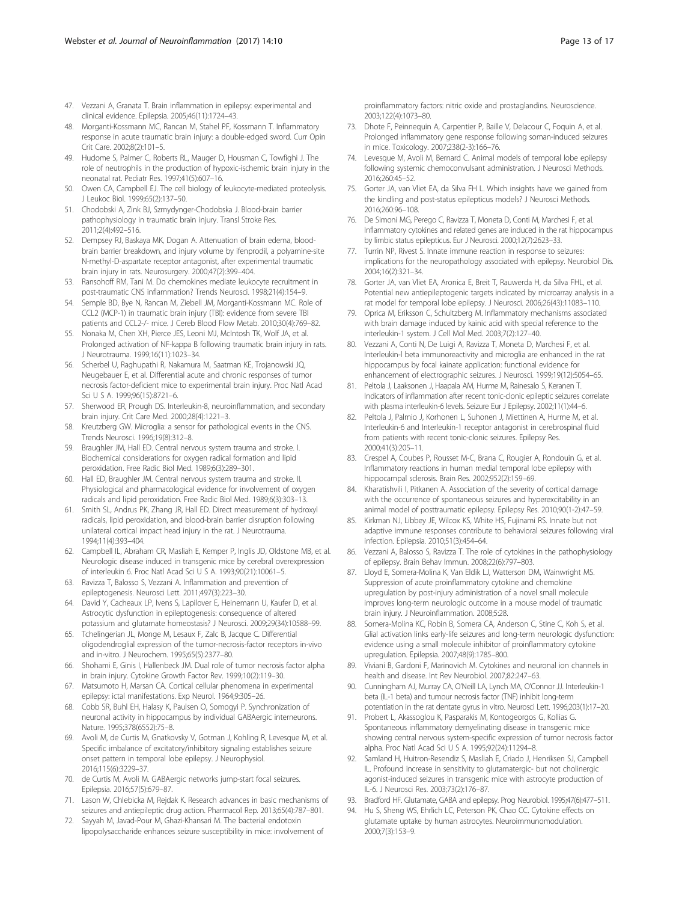47. Vezzani A, Granata T. Brain inflammation in epilepsy: experimental and clinical evidence. Epilepsia. 2005;46(11):1724–43.
48. Morganti-Kossmann MC, Rancan M, Stahel PF, Kossmann T. Inflammatory response in acute traumatic brain injury: a double-edged sword. Curr Opin Crit Care. 2002;8(2):101–5.
49. Hudome S, Palmer C, Roberts RL, Mauger D, Housman C, Towfighi J. The role of neutrophils in the production of hypoxic-ischemic brain injury in the neonatal rat. Pediatr Res. 1997;41(5):607–16.
50. Owen CA, Campbell EJ. The cell biology of leukocyte-mediated proteolysis. J Leukoc Biol. 1999;65(2):137–50.
51. Chodobski A, Zink BJ, Szmydynger-Chodobska J. Blood-brain barrier pathophysiology in traumatic brain injury. Transl Stroke Res. 2011;2(4):492–516.
52. Dempsey RJ, Baskaya MK, Dogan A. Attenuation of brain edema, blood-brain barrier breakdown, and injury volume by ifenprodil, a polyamine-site N-methyl-D-aspartate receptor antagonist, after experimental traumatic brain injury in rats. Neurosurgery. 2000;47(2):399–404.
53. Ransohoff RM, Tani M. Do chemokines mediate leukocyte recruitment in post-traumatic CNS inflammation? Trends Neurosci. 1998;21(4):154–9.
54. Semple BD, Bye N, Rancan M, Ziebell JM, Morganti-Kossmann MC. Role of CCL2 (MCP-1) in traumatic brain injury (TBI): evidence from severe TBI patients and CCL2-/- mice. J Cereb Blood Flow Metab. 2010;30(4):769–82.
55. Nonaka M, Chen XH, Pierce JES, Leoni MJ, McIntosh TK, Wolf JA, et al. Prolonged activation of NF-kappa B following traumatic brain injury in rats. J Neurotrauma. 1999;16(11):1023–34.
56. Scherbel U, Raghupathi R, Nakamura M, Saatman KE, Trojanowski JQ, Neugebauer E, et al. Differential acute and chronic responses of tumor necrosis factor-deficient mice to experimental brain injury. Proc Natl Acad Sci U S A. 1999;96(15):8721–6.
57. Sherwood ER, Prough DS. Interleukin-8, neuroinflammation, and secondary brain injury. Crit Care Med. 2000;28(4):1221–3.
58. Kreutzberg GW. Microglia: a sensor for pathological events in the CNS. Trends Neurosci. 1996;19(8):312–8.
59. Braughler JM, Hall ED. Central nervous system trauma and stroke. I. Biochemical considerations for oxygen radical formation and lipid peroxidation. Free Radic Biol Med. 1989;6(3):289–301.
60. Hall ED, Braughler JM. Central nervous system trauma and stroke. II. Physiological and pharmacological evidence for involvement of oxygen radicals and lipid peroxidation. Free Radic Biol Med. 1989;6(3):303–13.
61. Smith SL, Andrus PK, Zhang JR, Hall ED. Direct measurement of hydroxyl radicals, lipid peroxidation, and blood-brain barrier disruption following unilateral cortical impact head injury in the rat. J Neurotrauma. 1994;11(4):393–404.
62. Campbell IL, Abraham CR, Masliah E, Kemper P, Inglis JD, Oldstone MB, et al. Neurologic disease induced in transgenic mice by cerebral overexpression of interleukin 6. Proc Natl Acad Sci U S A. 1993;90(21):10061–5.
63. Ravizza T, Balosso S, Vezzani A. Inflammation and prevention of epileptogenesis. Neurosci Lett. 2011;497(3):223–30.
64. David Y, Cacheaux LP, Ivens S, Lapilover E, Heinemann U, Kaufer D, et al. Astrocytic dysfunction in epileptogenesis: consequence of altered potassium and glutamate homeostasis? J Neurosci. 2009;29(34):10588–99.
65. Tchelingerian JL, Monge M, Lesaux F, Zalc B, Jacque C. Differential oligodendroglial expression of the tumor-necrosis-factor receptors in-vivo and in-vitro. J Neurochem. 1995;65(5):2377–80.
66. Shohami E, Ginis I, Hallenbeck JM. Dual role of tumor necrosis factor alpha in brain injury. Cytokine Growth Factor Rev. 1999;10(2):119–30.
67. Matsumoto H, Marsan CA. Cortical cellular phenomena in experimental epilepsy: ictal manifestations. Exp Neurol. 1964;9:305–26.
68. Cobb SR, Buhl EH, Halasy K, Paulsen O, Somogyi P. Synchronization of neuronal activity in hippocampus by individual GABAergic interneurons. Nature. 1995;378(6552):75–8.
69. Avoli M, de Curtis M, Gnatkovsky V, Gotman J, Kohling R, Levesque M, et al. Specific imbalance of excitatory/inhibitory signaling establishes seizure onset pattern in temporal lobe epilepsy. J Neurophysiol. 2016;115(6):3229–37.
70. de Curtis M, Avoli M. GABAergic networks jump-start focal seizures. Epilepsia. 2016;57(5):679–87.
71. Lason W, Chlebicka M, Rejdak K. Research advances in basic mechanisms of seizures and antiepileptic drug action. Pharmacol Rep. 2013;65(4):787–801.
72. Sayyah M, Javad-Pour M, Ghazi-Khansari M. The bacterial endotoxin lipopolysaccharide enhances seizure susceptibility in mice: involvement of proinflammatory factors: nitric oxide and prostaglandins. Neuroscience. 2003;122(4):1073–80.
73. Dhote F, Peinnequin A, Carpentier P, Baille V, Delacour C, Foquin A, et al. Prolonged inflammatory gene response following soman-induced seizures in mice. Toxicology. 2007;238(2-3):166–76.
74. Levesque M, Avoli M, Bernard C. Animal models of temporal lobe epilepsy following systemic chemoconvulsant administration. J Neurosci Methods. 2016;260:45–52.
75. Gorter JA, van Vliet EA, da Silva FH L. Which insights have we gained from the kindling and post-status epilepticus models? J Neurosci Methods. 2016;260:96–108.
76. De Simoni MG, Perego C, Ravizza T, Moneta D, Conti M, Marchesi F, et al. Inflammatory cytokines and related genes are induced in the rat hippocampus by limbic status epilepticus. Eur J Neurosci. 2000;12(7):2623–33.
77. Turrin NP, Rivest S. Innate immune reaction in response to seizures: implications for the neuropathology associated with epilepsy. Neurobiol Dis. 2004;16(2):321–34.
78. Gorter JA, van Vliet EA, Aronica E, Breit T, Rauwerda H, da Silva FHL, et al. Potential new antiepileptogenic targets indicated by microarray analysis in a rat model for temporal lobe epilepsy. J Neurosci. 2006;26(43):11083–110.
79. Oprica M, Eriksson C, Schultzberg M. Inflammatory mechanisms associated with brain damage induced by kainic acid with special reference to the interleukin-1 system. J Cell Mol Med. 2003;7(2):127–40.
80. Vezzani A, Conti N, De Luigi A, Ravizza T, Moneta D, Marchesi F, et al. Interleukin-l beta immunoreactivity and microglia are enhanced in the rat hippocampus by focal kainate application: functional evidence for enhancement of electrographic seizures. J Neurosci. 1999;19(12):5054–65.
81. Peltola J, Laaksonen J, Haapala AM, Hurme M, Rainesalo S, Keranen T. Indicators of inflammation after recent tonic-clonic epileptic seizures correlate with plasma interleukin-6 levels. Seizure Eur J Epilepsy. 2002;11(1):44–6.
82. Peltola J, Palmio J, Korhonen L, Suhonen J, Miettinen A, Hurme M, et al. Interleukin-6 and Interleukin-1 receptor antagonist in cerebrospinal fluid from patients with recent tonic-clonic seizures. Epilepsy Res. 2000;41(3):205–11.
83. Crespel A, Coubes P, Rousset M-C, Brana C, Rougier A, Rondouin G, et al. Inflammatory reactions in human medial temporal lobe epilepsy with hippocampal sclerosis. Brain Res. 2002;952(2):159–69.
84. Kharatishvili I, Pitkanen A. Association of the severity of cortical damage with the occurrence of spontaneous seizures and hyperexcitability in an animal model of posttraumatic epilepsy. Epilepsy Res. 2010;90(1-2):47–59.
85. Kirkman NJ, Libbey JE, Wilcox KS, White HS, Fujinami RS. Innate but not adaptive immune responses contribute to behavioral seizures following viral infection. Epilepsia. 2010;51(3):454–64.
86. Vezzani A, Balosso S, Ravizza T. The role of cytokines in the pathophysiology of epilepsy. Brain Behav Immun. 2008;22(6):797–803.
87. Lloyd E, Somera-Molina K, Van Eldik LJ, Watterson DM, Wainwright MS. Suppression of acute proinflammatory cytokine and chemokine upregulation by post-injury administration of a novel small molecule improves long-term neurologic outcome in a mouse model of traumatic brain injury. J Neuroinflammation. 2008;5:28.
88. Somera-Molina KC, Robin B, Somera CA, Anderson C, Stine C, Koh S, et al. Glial activation links early-life seizures and long-term neurologic dysfunction: evidence using a small molecule inhibitor of proinflammatory cytokine upregulation. Epilepsia. 2007;48(9):1785–800.
89. Viviani B, Gardoni F, Marinovich M. Cytokines and neuronal ion channels in health and disease. Int Rev Neurobiol. 2007;82:247–63.
90. Cunningham AJ, Murray CA, O'Neill LA, Lynch MA, O'Connor JJ. Interleukin-1 beta (IL-1 beta) and tumour necrosis factor (TNF) inhibit long-term potentiation in the rat dentate gyrus in vitro. Neurosci Lett. 1996;203(1):17–20.
91. Probert L, Akassoglou K, Pasparakis M, Kontogeorgos G, Kollias G. Spontaneous inflammatory demyelinating disease in transgenic mice showing central nervous system-specific expression of tumor necrosis factor alpha. Proc Natl Acad Sci U S A. 1995;92(24):11294–8.
92. Samland H, Huitron-Resendiz S, Masliah E, Criado J, Henriksen SJ, Campbell IL. Profound increase in sensitivity to glutamatergic- but not cholinergic agonist-induced seizures in transgenic mice with astrocyte production of IL-6. J Neurosci Res. 2003;73(2):176–87.
93. Bradford HF. Glutamate, GABA and epilepsy. Prog Neurobiol. 1995;47(6):477–511.
94. Hu S, Sheng WS, Ehrlich LC, Peterson PK, Chao CC. Cytokine effects on glutamate uptake by human astrocytes. Neuroimmunomodulation. 2000;7(3):153–9.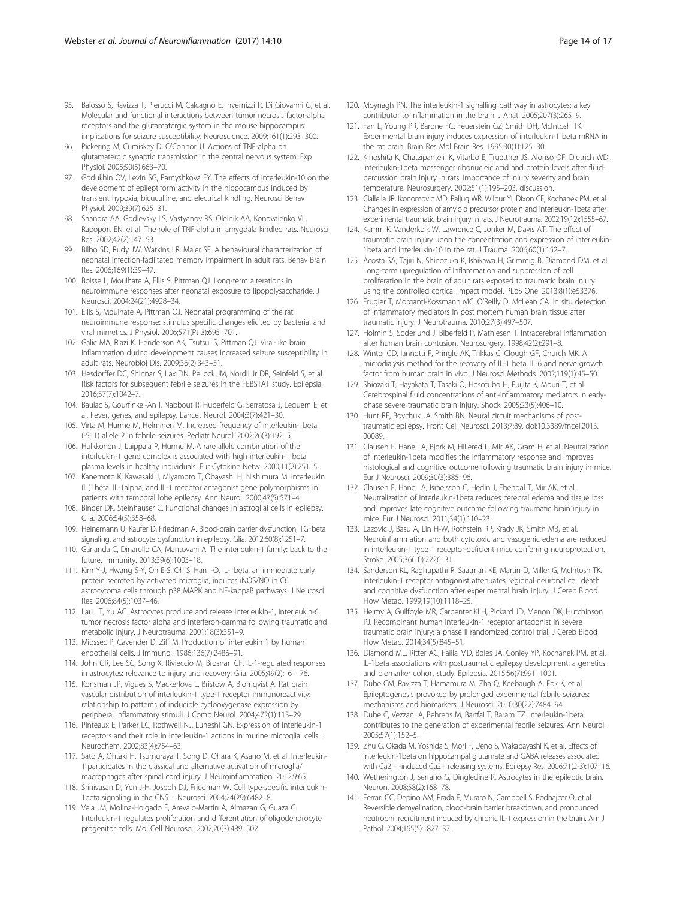95. Balosso S, Ravizza T, Pierucci M, Calcagno E, Invernizzi R, Di Giovanni G, et al. Molecular and functional interactions between tumor necrosis factor-alpha receptors and the glutamatergic system in the mouse hippocampus: implications for seizure susceptibility. Neuroscience. 2009;161(1):293–300.
96. Pickering M, Cumiskey D, O'Connor JJ. Actions of TNF-alpha on glutamatergic synaptic transmission in the central nervous system. Exp Physiol. 2005;90(5):663–70.
97. Godukhin OV, Levin SG, Parnyshkova EY. The effects of interleukin-10 on the development of epileptiform activity in the hippocampus induced by transient hypoxia, bicuculline, and electrical kindling. Neurosci Behav Physiol. 2009;39(7):625–31.
98. Shandra AA, Godlevsky LS, Vastyanov RS, Oleinik AA, Konovalenko VL, Rapoport EN, et al. The role of TNF-alpha in amygdala kindled rats. Neurosci Res. 2002;42(2):147–53.
99. Bilbo SD, Rudy JW, Watkins LR, Maier SF. A behavioural characterization of neonatal infection-facilitated memory impairment in adult rats. Behav Brain Res. 2006;169(1):39–47.
100. Boisse L, Mouihate A, Ellis S, Pittman QJ. Long-term alterations in neuroimmune responses after neonatal exposure to lipopolysaccharide. J Neurosci. 2004;24(21):4928–34.
101. Ellis S, Mouihate A, Pittman QJ. Neonatal programming of the rat neuroimmune response: stimulus specific changes elicited by bacterial and viral mimetics. J Physiol. 2006;571(Pt 3):695–701.
102. Galic MA, Riazi K, Henderson AK, Tsutsui S, Pittman QJ. Viral-like brain inflammation during development causes increased seizure susceptibility in adult rats. Neurobiol Dis. 2009;36(2):343–51.
103. Hesdorffer DC, Shinnar S, Lax DN, Pellock JM, Nordli Jr DR, Seinfeld S, et al. Risk factors for subsequent febrile seizures in the FEBSTAT study. Epilepsia. 2016;57(7):1042–7.
104. Baulac S, Gourfinkel-An I, Nabbout R, Huberfeld G, Serratosa J, Leguern E, et al. Fever, genes, and epilepsy. Lancet Neurol. 2004;3(7):421–30.
105. Virta M, Hurme M, Helminen M. Increased frequency of interleukin-1beta (-511) allele 2 in febrile seizures. Pediatr Neurol. 2002;26(3):192–5.
106. Hulkkonen J, Laippala P, Hurme M. A rare allele combination of the interleukin-1 gene complex is associated with high interleukin-1 beta plasma levels in healthy individuals. Eur Cytokine Netw. 2000;11(2):251–5.
107. Kanemoto K, Kawasaki J, Miyamoto T, Obayashi H, Nishimura M. Interleukin (IL)1beta, IL-1alpha, and IL-1 receptor antagonist gene polymorphisms in patients with temporal lobe epilepsy. Ann Neurol. 2000;47(5):571–4.
108. Binder DK, Steinhauser C. Functional changes in astroglial cells in epilepsy. Glia. 2006;54(5):358–68.
109. Heinemann U, Kaufer D, Friedman A. Blood-brain barrier dysfunction, TGFbeta signaling, and astrocyte dysfunction in epilepsy. Glia. 2012;60(8):1251–7.
110. Garlanda C, Dinarello CA, Mantovani A. The interleukin-1 family: back to the future. Immunity. 2013;39(6):1003–18.
111. Kim Y-J, Hwang S-Y, Oh E-S, Oh S, Han I-O. IL-1beta, an immediate early protein secreted by activated microglia, induces iNOS/NO in C6 astrocytoma cells through p38 MAPK and NF-kappaB pathways. J Neurosci Res. 2006;84(5):1037–46.
112. Lau LT, Yu AC. Astrocytes produce and release interleukin-1, interleukin-6, tumor necrosis factor alpha and interferon-gamma following traumatic and metabolic injury. J Neurotrauma. 2001;18(3):351–9.
113. Miossec P, Cavender D, Ziff M. Production of interleukin 1 by human endothelial cells. J Immunol. 1986;136(7):2486–91.
114. John GR, Lee SC, Song X, Rivieccio M, Brosnan CF. IL-1-regulated responses in astrocytes: relevance to injury and recovery. Glia. 2005;49(2):161–76.
115. Konsman JP, Vigues S, Mackerlova L, Bristow A, Blomqvist A. Rat brain vascular distribution of interleukin-1 type-1 receptor immunoreactivity: relationship to patterns of inducible cyclooxygenase expression by peripheral inflammatory stimuli. J Comp Neurol. 2004;472(1):113–29.
116. Pinteaux E, Parker LC, Rothwell NJ, Luheshi GN. Expression of interleukin-1 receptors and their role in interleukin-1 actions in murine microglial cells. J Neurochem. 2002;83(4):754–63.
117. Sato A, Ohtaki H, Tsumuraya T, Song D, Ohara K, Asano M, et al. Interleukin-1 participates in the classical and alternative activation of microglia/ macrophages after spinal cord injury. J Neuroinflammation. 2012;9:65.
118. Srinivasan D, Yen J-H, Joseph DJ, Friedman W. Cell type-specific interleukin-1beta signaling in the CNS. J Neurosci. 2004;24(29):6482–8.
119. Vela JM, Molina-Holgado E, Arevalo-Martin A, Almazan G, Guaza C. Interleukin-1 regulates proliferation and differentiation of oligodendrocyte progenitor cells. Mol Cell Neurosci. 2002;20(3):489–502.
120. Moynagh PN. The interleukin-1 signalling pathway in astrocytes: a key contributor to inflammation in the brain. J Anat. 2005;207(3):265–9.
121. Fan L, Young PR, Barone FC, Feuerstein GZ, Smith DH, McIntosh TK. Experimental brain injury induces expression of interleukin-1 beta mRNA in the rat brain. Brain Res Mol Brain Res. 1995;30(1):125–30.
122. Kinoshita K, Chatzipanteli IK, Vitarbo E, Truettner JS, Alonso OF, Dietrich WD. Interleukin-1beta messenger ribonucleic acid and protein levels after fluid-percussion brain injury in rats: importance of injury severity and brain temperature. Neurosurgery. 2002;51(1):195–203. discussion.
123. Ciallella JR, Ikonomovic MD, Paljug WR, Wilbur YI, Dixon CE, Kochanek PM, et al. Changes in expression of amyloid precursor protein and interleukin-1beta after experimental traumatic brain injury in rats. J Neurotrauma. 2002;19(12):1555–67.
124. Kamm K, Vanderkolk W, Lawrence C, Jonker M, Davis AT. The effect of traumatic brain injury upon the concentration and expression of interleukin-1beta and interleukin-10 in the rat. J Trauma. 2006;60(1):152–7.
125. Acosta SA, Tajiri N, Shinozuka K, Ishikawa H, Grimmig B, Diamond DM, et al. Long-term upregulation of inflammation and suppression of cell proliferation in the brain of adult rats exposed to traumatic brain injury using the controlled cortical impact model. PLoS One. 2013;8(1):e53376.
126. Frugier T, Morganti-Kossmann MC, O'Reilly D, McLean CA. In situ detection of inflammatory mediators in post mortem human brain tissue after traumatic injury. J Neurotrauma. 2010;27(3):497–507.
127. Holmin S, Soderlund J, Biberfeld P, Mathiesen T. Intracerebral inflammation after human brain contusion. Neurosurgery. 1998;42(2):291–8.
128. Winter CD, Iannotti F, Pringle AK, Trikkas C, Clough GF, Church MK. A microdialysis method for the recovery of IL-1 beta, IL-6 and nerve growth factor from human brain in vivo. J Neurosci Methods. 2002;119(1):45–50.
129. Shiozaki T, Hayakata T, Tasaki O, Hosotubo H, Fuijita K, Mouri T, et al. Cerebrospinal fluid concentrations of anti-inflammatory mediators in early-phase severe traumatic brain injury. Shock. 2005;23(5):406–10.
130. Hunt RF, Boychuk JA, Smith BN. Neural circuit mechanisms of post-traumatic epilepsy. Front Cell Neurosci. 2013;7:89. doi:10.3389/fncel.2013.00089.
131. Clausen F, Hanell A, Bjork M, Hillered L, Mir AK, Gram H, et al. Neutralization of interleukin-1beta modifies the inflammatory response and improves histological and cognitive outcome following traumatic brain injury in mice. Eur J Neurosci. 2009;30(3):385–96.
132. Clausen F, Hanell A, Israelsson C, Hedin J, Ebendal T, Mir AK, et al. Neutralization of interleukin-1beta reduces cerebral edema and tissue loss and improves late cognitive outcome following traumatic brain injury in mice. Eur J Neurosci. 2011;34(1):110–23.
133. Lazovic J, Basu A, Lin H-W, Rothstein RP, Krady JK, Smith MB, et al. Neuroinflammation and both cytotoxic and vasogenic edema are reduced in interleukin-1 type 1 receptor-deficient mice conferring neuroprotection. Stroke. 2005;36(10):2226–31.
134. Sanderson KL, Raghupathi R, Saatman KE, Martin D, Miller G, McIntosh TK. Interleukin-1 receptor antagonist attenuates regional neuronal cell death and cognitive dysfunction after experimental brain injury. J Cereb Blood Flow Metab. 1999;19(10):1118–25.
135. Helmy A, Guilfoyle MR, Carpenter KLH, Pickard JD, Menon DK, Hutchinson PJ. Recombinant human interleukin-1 receptor antagonist in severe traumatic brain injury: a phase II randomized control trial. J Cereb Blood Flow Metab. 2014;34(5):845–51.
136. Diamond ML, Ritter AC, Failla MD, Boles JA, Conley YP, Kochanek PM, et al. IL-1beta associations with posttraumatic epilepsy development: a genetics and biomarker cohort study. Epilepsia. 2015;56(7):991–1001.
137. Dube CM, Ravizza T, Hamamura M, Zha Q, Keebaugh A, Fok K, et al. Epileptogenesis provoked by prolonged experimental febrile seizures: mechanisms and biomarkers. J Neurosci. 2010;30(22):7484–94.
138. Dube C, Vezzani A, Behrens M, Bartfai T, Baram TZ. Interleukin-1beta contributes to the generation of experimental febrile seizures. Ann Neurol. 2005;57(1):152–5.
139. Zhu G, Okada M, Yoshida S, Mori F, Ueno S, Wakabayashi K, et al. Effects of interleukin-1beta on hippocampal glutamate and GABA releases associated with Ca2 + -induced Ca2+ releasing systems. Epilepsy Res. 2006;71(2-3):107–16.
140. Wetherington J, Serrano G, Dingledine R. Astrocytes in the epileptic brain. Neuron. 2008;58(2):168–78.
141. Ferrari CC, Depino AM, Prada F, Muraro N, Campbell S, Podhajcer O, et al. Reversible demyelination, blood-brain barrier breakdown, and pronounced neutrophil recruitment induced by chronic IL-1 expression in the brain. Am J Pathol. 2004;165(5):1827–37.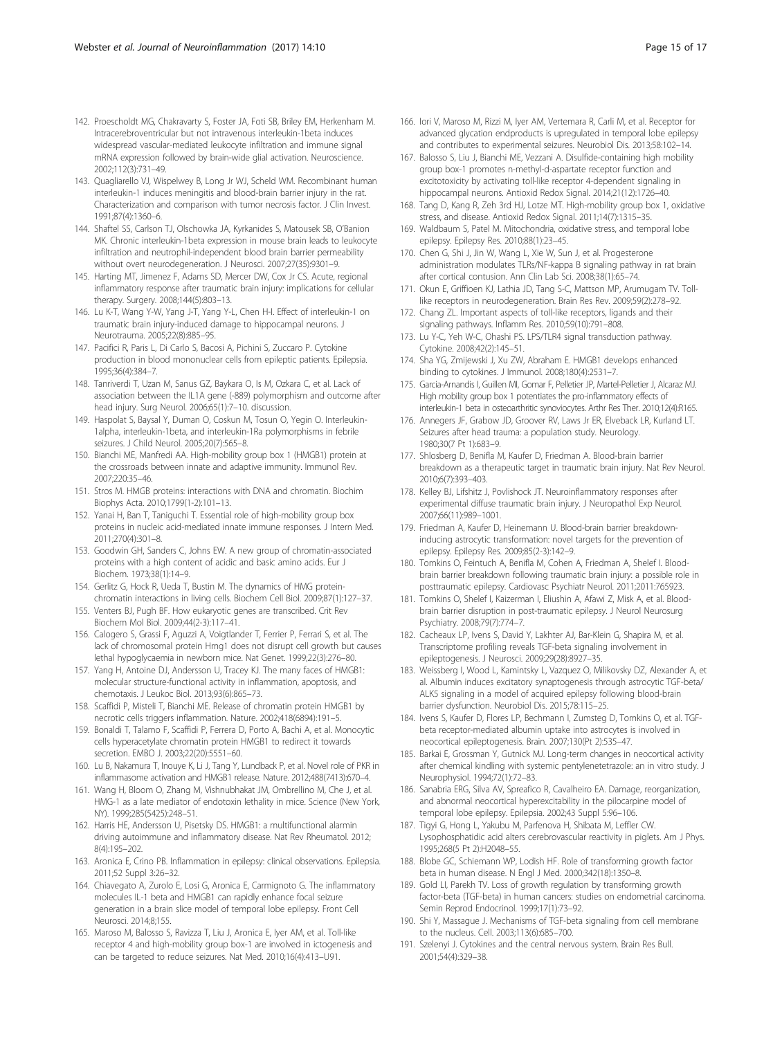142. Proescholdt MG, Chakravarty S, Foster JA, Foti SB, Briley EM, Herkenham M. Intracerebroventricular but not intravenous interleukin-1beta induces widespread vascular-mediated leukocyte infiltration and immune signal mRNA expression followed by brain-wide glial activation. Neuroscience. 2002;112(3):731–49.
143. Quagliarello VJ, Wispelwey B, Long Jr WJ, Scheld WM. Recombinant human interleukin-1 induces meningitis and blood-brain barrier injury in the rat. Characterization and comparison with tumor necrosis factor. J Clin Invest. 1991;87(4):1360–6.
144. Shaftel SS, Carlson TJ, Olschowka JA, Kyrkanides S, Matousek SB, O'Banion MK. Chronic interleukin-1beta expression in mouse brain leads to leukocyte infiltration and neutrophil-independent blood brain barrier permeability without overt neurodegeneration. J Neurosci. 2007;27(35):9301–9.
145. Harting MT, Jimenez F, Adams SD, Mercer DW, Cox Jr CS. Acute, regional inflammatory response after traumatic brain injury: implications for cellular therapy. Surgery. 2008;144(5):803–13.
146. Lu K-T, Wang Y-W, Yang J-T, Yang Y-L, Chen H-I. Effect of interleukin-1 on traumatic brain injury-induced damage to hippocampal neurons. J Neurotrauma. 2005;22(8):885–95.
147. Pacifici R, Paris L, Di Carlo S, Bacosi A, Pichini S, Zuccaro P. Cytokine production in blood mononuclear cells from epileptic patients. Epilepsia. 1995;36(4):384–7.
148. Tanriverdi T, Uzan M, Sanus GZ, Baykara O, Is M, Ozkara C, et al. Lack of association between the IL1A gene (-889) polymorphism and outcome after head injury. Surg Neurol. 2006;65(1):7–10. discussion.
149. Haspolat S, Baysal Y, Duman O, Coskun M, Tosun O, Yegin O. Interleukin-1alpha, interleukin-1beta, and interleukin-1Ra polymorphisms in febrile seizures. J Child Neurol. 2005;20(7):565–8.
150. Bianchi ME, Manfredi AA. High-mobility group box 1 (HMGB1) protein at the crossroads between innate and adaptive immunity. Immunol Rev. 2007;220:35–46.
151. Stros M. HMGB proteins: interactions with DNA and chromatin. Biochim Biophys Acta. 2010;1799(1-2):101–13.
152. Yanai H, Ban T, Taniguchi T. Essential role of high-mobility group box proteins in nucleic acid-mediated innate immune responses. J Intern Med. 2011;270(4):301–8.
153. Goodwin GH, Sanders C, Johns EW. A new group of chromatin-associated proteins with a high content of acidic and basic amino acids. Eur J Biochem. 1973;38(1):14–9.
154. Gerlitz G, Hock R, Ueda T, Bustin M. The dynamics of HMG protein-chromatin interactions in living cells. Biochem Cell Biol. 2009;87(1):127–37.
155. Venters BJ, Pugh BF. How eukaryotic genes are transcribed. Crit Rev Biochem Mol Biol. 2009;44(2-3):117–41.
156. Calogero S, Grassi F, Aguzzi A, Voigtlander T, Ferrier P, Ferrari S, et al. The lack of chromosomal protein Hmg1 does not disrupt cell growth but causes lethal hypoglycaemia in newborn mice. Nat Genet. 1999;22(3):276–80.
157. Yang H, Antoine DJ, Andersson U, Tracey KJ. The many faces of HMGB1: molecular structure-functional activity in inflammation, apoptosis, and chemotaxis. J Leukoc Biol. 2013;93(6):865–73.
158. Scaffidi P, Misteli T, Bianchi ME. Release of chromatin protein HMGB1 by necrotic cells triggers inflammation. Nature. 2002;418(6894):191–5.
159. Bonaldi T, Talamo F, Scaffidi P, Ferrera D, Porto A, Bachi A, et al. Monocytic cells hyperacetylate chromatin protein HMGB1 to redirect it towards secretion. EMBO J. 2003;22(20):5551–60.
160. Lu B, Nakamura T, Inouye K, Li J, Tang Y, Lundback P, et al. Novel role of PKR in inflammasome activation and HMGB1 release. Nature. 2012;488(7413):670–4.
161. Wang H, Bloom O, Zhang M, Vishnubhakat JM, Ombrellino M, Che J, et al. HMG-1 as a late mediator of endotoxin lethality in mice. Science (New York, NY). 1999;285(5425):248–51.
162. Harris HE, Andersson U, Pisetsky DS. HMGB1: a multifunctional alarmin driving autoimmune and inflammatory disease. Nat Rev Rheumatol. 2012;8(4):195–202.
163. Aronica E, Crino PB. Inflammation in epilepsy: clinical observations. Epilepsia. 2011;52 Suppl 3:26–32.
164. Chiavegato A, Zurolo E, Losi G, Aronica E, Carmignoto G. The inflammatory molecules IL-1 beta and HMGB1 can rapidly enhance focal seizure generation in a brain slice model of temporal lobe epilepsy. Front Cell Neurosci. 2014;8:155.
165. Maroso M, Balosso S, Ravizza T, Liu J, Aronica E, Iyer AM, et al. Toll-like receptor 4 and high-mobility group box-1 are involved in ictogenesis and can be targeted to reduce seizures. Nat Med. 2010;16(4):413–U91.
166. Iori V, Maroso M, Rizzi M, Iyer AM, Vertemara R, Carli M, et al. Receptor for advanced glycation endproducts is upregulated in temporal lobe epilepsy and contributes to experimental seizures. Neurobiol Dis. 2013;58:102–14.
167. Balosso S, Liu J, Bianchi ME, Vezzani A. Disulfide-containing high mobility group box-1 promotes n-methyl-d-aspartate receptor function and excitotoxicity by activating toll-like receptor 4-dependent signaling in hippocampal neurons. Antioxid Redox Signal. 2014;21(12):1726–40.
168. Tang D, Kang R, Zeh 3rd HJ, Lotze MT. High-mobility group box 1, oxidative stress, and disease. Antioxid Redox Signal. 2011;14(7):1315–35.
169. Waldbaum S, Patel M. Mitochondria, oxidative stress, and temporal lobe epilepsy. Epilepsy Res. 2010;88(1):23–45.
170. Chen G, Shi J, Jin W, Wang L, Xie W, Sun J, et al. Progesterone administration modulates TLRs/NF-kappa B signaling pathway in rat brain after cortical contusion. Ann Clin Lab Sci. 2008;38(1):65–74.
171. Okun E, Griffioen KJ, Lathia JD, Tang S-C, Mattson MP, Arumugam TV. Toll-like receptors in neurodegeneration. Brain Res Rev. 2009;59(2):278–92.
172. Chang ZL. Important aspects of toll-like receptors, ligands and their signaling pathways. Inflamm Res. 2010;59(10):791–808.
173. Lu Y-C, Yeh W-C, Ohashi PS. LPS/TLR4 signal transduction pathway. Cytokine. 2008;42(2):145–51.
174. Sha YG, Zmijewski J, Xu ZW, Abraham E. HMGB1 develops enhanced binding to cytokines. J Immunol. 2008;180(4):2531–7.
175. Garcia-Arnandis I, Guillen MI, Gomar F, Pelletier JP, Martel-Pelletier J, Alcaraz MJ. High mobility group box 1 potentiates the pro-inflammatory effects of interleukin-1 beta in osteoarthritic synoviocytes. Arthr Res Ther. 2010;12(4):R165.
176. Annegers JF, Grabow JD, Groover RV, Laws Jr ER, Elveback LR, Kurland LT. Seizures after head trauma: a population study. Neurology. 1980;30(7 Pt 1):683–9.
177. Shlosberg D, Benifla M, Kaufer D, Friedman A. Blood-brain barrier breakdown as a therapeutic target in traumatic brain injury. Nat Rev Neurol. 2010;6(7):393–403.
178. Kelley BJ, Lifshitz J, Povlishock JT. Neuroinflammatory responses after experimental diffuse traumatic brain injury. J Neuropathol Exp Neurol. 2007;66(11):989–1001.
179. Friedman A, Kaufer D, Heinemann U. Blood-brain barrier breakdown-inducing astrocytic transformation: novel targets for the prevention of epilepsy. Epilepsy Res. 2009;85(2-3):142–9.
180. Tomkins O, Feintuch A, Benifla M, Cohen A, Friedman A, Shelef I. Blood-brain barrier breakdown following traumatic brain injury: a possible role in posttraumatic epilepsy. Cardiovasc Psychiatr Neurol. 2011;2011:765923.
181. Tomkins O, Shelef I, Kaizerman I, Eliushin A, Afawi Z, Misk A, et al. Blood-brain barrier disruption in post-traumatic epilepsy. J Neurol Neurosurg Psychiatry. 2008;79(7):774–7.
182. Cacheaux LP, Ivens S, David Y, Lakhter AJ, Bar-Klein G, Shapira M, et al. Transcriptome profiling reveals TGF-beta signaling involvement in epileptogenesis. J Neurosci. 2009;29(28):8927–35.
183. Weissberg I, Wood L, Kamintsky L, Vazquez O, Milikovsky DZ, Alexander A, et al. Albumin induces excitatory synaptogenesis through astrocytic TGF-beta/ALK5 signaling in a model of acquired epilepsy following blood-brain barrier dysfunction. Neurobiol Dis. 2015;78:115–25.
184. Ivens S, Kaufer D, Flores LP, Bechmann I, Zumsteg D, Tomkins O, et al. TGF-beta receptor-mediated albumin uptake into astrocytes is involved in neocortical epileptogenesis. Brain. 2007;130(Pt 2):535–47.
185. Barkai E, Grossman Y, Gutnick MJ. Long-term changes in neocortical activity after chemical kindling with systemic pentylenetetrazole: an in vitro study. J Neurophysiol. 1994;72(1):72–83.
186. Sanabria ERG, Silva AV, Spreafico R, Cavalheiro EA. Damage, reorganization, and abnormal neocortical hyperexcitability in the pilocarpine model of temporal lobe epilepsy. Epilepsia. 2002;43 Suppl 5:96–106.
187. Tigyi G, Hong L, Yakubu M, Parfenova H, Shibata M, Leffler CW. Lysophosphatidic acid alters cerebrovascular reactivity in piglets. Am J Phys. 1995;268(5 Pt 2):H2048–55.
188. Blobe GC, Schiemann WP, Lodish HF. Role of transforming growth factor beta in human disease. N Engl J Med. 2000;342(18):1350–8.
189. Gold LI, Parekh TV. Loss of growth regulation by transforming growth factor-beta (TGF-beta) in human cancers: studies on endometrial carcinoma. Semin Reprod Endocrinol. 1999;17(1):73–92.
190. Shi Y, Massague J. Mechanisms of TGF-beta signaling from cell membrane to the nucleus. Cell. 2003;113(6):685–700.
191. Szelenyi J. Cytokines and the central nervous system. Brain Res Bull. 2001;54(4):329–38.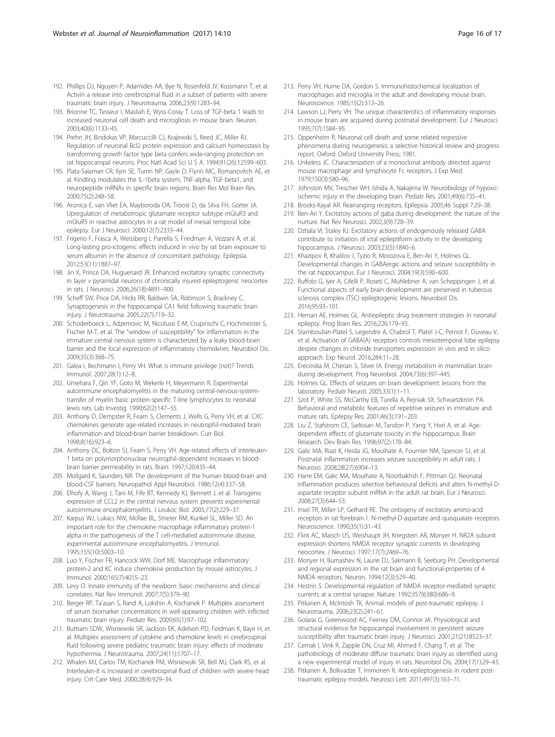192. Phillips DJ, Nguyen P, Adamides AA, Bye N, Rosenfeld JV, Kossmann T, et al. Activin a release into cerebrospinal fluid in a subset of patients with severe traumatic brain injury. J Neurotrauma. 2006;23(9):1283–94.
193. Brionne TC, Tesseur I, Masliah E, Wyss-Coray T. Loss of TGF-beta 1 leads to increased neuronal cell death and microgliosis in mouse brain. Neuron. 2003;40(6):1133–45.
194. Prehn JH, Bindokas VP, Marcuccilli CJ, Krajewski S, Reed JC, Miller RJ. Regulation of neuronal Bcl2 protein expression and calcium homeostasis by transforming growth factor type beta confers wide-ranging protection on rat hippocampal neurons. Proc Natl Acad Sci U S A. 1994;91(26):12599–603.
195. Plata-Salaman CR, Ilyin SE, Turrin NP, Gayle D, Flynn MC, Romanovitch AE, et al. Kindling modulates the IL-1beta system, TNF-alpha, TGF-beta1, and neuropeptide mRNAs in specific brain regions. Brain Res Mol Brain Res. 2000;75(2):248–58.
196. Aronica E, van Vliet EA, Mayboroda OA, Troost D, da Silva FH, Gorter JA. Upregulation of metabotropic glutamate receptor subtype mGluR3 and mGluR5 in reactive astrocytes in a rat model of mesial temporal lobe epilepsy. Eur J Neurosci. 2000;12(7):2333–44.
197. Frigerio F, Frasca A, Weissberg I, Parrella S, Friedman A, Vezzani A, et al. Long-lasting pro-ictogenic effects induced in vivo by rat brain exposure to serum albumin in the absence of concomitant pathology. Epilepsia. 2012;53(11):1887–97.
198. Jin X, Prince DA, Huguenard JR. Enhanced excitatory synaptic connectivity in layer v pyramidal neurons of chronically injured epileptogenic neocortex in rats. J Neurosci. 2006;26(18):4891–900.
199. Scheff SW, Price DA, Hicks RR, Baldwin SA, Robinson S, Brackney C. Synaptogenesis in the hippocampal CA1 field following traumatic brain injury. J Neurotrauma. 2005;22(7):719–32.
200. Schoderboeck L, Adzemovic M, Nicolussi E-M, Crupinschi C, Hochmeister S, Fischer M-T, et al. The "window of susceptibility" for inflammation in the immature central nervous system is characterized by a leaky blood-brain barrier and the local expression of inflammatory chemokines. Neurobiol Dis. 2009;35(3):368–75.
201. Galea I, Bechmann I, Perry VH. What is immune privilege (not)? Trends Immunol. 2007;28(1):12–8.
202. Umehara F, Qin YF, Goto M, Wekerle H, Meyermann R. Experimental autoimmune encephalomyelitis in the maturing central-nervous-system-transfer of myelin basic protein-specific T-line lymphocytes to neonatal lewis rats. Lab Investig. 1990;62(2):147–55.
203. Anthony D, Dempster R, Fearn S, Clements J, Wells G, Perry VH, et al. CXC chemokines generate age-related increases in neutrophil-mediated brain inflammation and blood-brain barrier breakdown. Curr Biol. 1998;8(16):923–6.
204. Anthony DC, Bolton SJ, Fearn S, Perry VH. Age-related effects of interleukin-1 beta on polymorphonuclear neutrophil-dependent increases in blood-brain barrier permeability in rats. Brain. 1997;120:435–44.
205. Mollgard K, Saunders NR. The development of the human blood-brain and blood-CSF barriers. Neuropathol Appl Neurobiol. 1986;12(4):337–58.
206. Elhofy A, Wang J, Tani M, Fife BT, Kennedy KJ, Bennett J, et al. Transgenic expression of CCL2 in the central nervous system prevents experimental autoimmune encephalomyelitis. J Leukoc Biol. 2005;77(2):229–37.
207. Karpus WJ, Lukacs NW, McRae BL, Strieter RM, Kunkel SL, Miller SD. An important role for the chemokine macrophage inflammatory protein-1 alpha in the pathogenesis of the T cell-mediated autoimmune disease, experimental autoimmune encephalomyelitis. J Immunol. 1995;155(10):5003–10.
208. Luo Y, Fischer FR, Hancock WW, Dorf ME. Macrophage inflammatory protein-2 and KC induce chemokine production by mouse astrocytes. J Immunol. 2000;165(7):4015–23.
209. Levy O. Innate immunity of the newborn: basic mechanisms and clinical correlates. Nat Rev Immunol. 2007;7(5):379–90.
210. Berger RP, Ta'asan S, Rand A, Lokshin A, Kochanek P. Multiplex assessment of serum biomarker concentrations in well-appearing children with inflicted traumatic brain injury. Pediatr Res. 2009;65(1):97–102.
211. Buttram SDW, Wisniewski SR, Jackson EK, Adelson PD, Feldman K, Bayir H, et al. Multiplex assessment of cytokine and chemokine levels in cerebrospinal fluid following severe pediatric traumatic brain injury: effects of moderate hypothermia. J Neurotrauma. 2007;24(11):1707–17.
212. Whalen MJ, Carlos TM, Kochanek PM, Wisniewski SR, Bell MJ, Clark RS, et al. Interleukin-8 is increased in cerebrospinal fluid of children with severe head injury. Crit Care Med. 2000;28(4):929–34.
213. Perry VH, Hume DA, Gordon S. Immunohistochemical localization of macrophages and microglia in the adult and developing mouse brain. Neuroscience. 1985;15(2):313–26.
214. Lawson LJ, Perry VH. The unique characteristics of inflammatory responses in mouse brain are acquired during postnatal development. Eur J Neurosci. 1995;7(7):1584–95.
215. Oppenheim R. Neuronal cell death and some related regressive phenomena during neurogenesis: a selective historical review and progress report. Oxford: Oxford University Press; 1981.
216. Unkeless JC. Characterization of a monoclonal antibody directed against mouse macrophage and lymphocyte Fc receptors. J Exp Med. 1979;150(3):580–96.
217. Johnston MV, Trescher WH, Ishida A, Nakajima W. Neurobiology of hypoxic-ischemic injury in the developing brain. Pediatr Res. 2001;49(6):735–41.
218. Brooks-Kayal AR. Rearranging receptors. Epilepsia. 2005;46 Suppl 7:29–38.
219. Ben-Ari Y. Excitatory actions of gaba during development: the nature of the nurture. Nat Rev Neurosci. 2002;3(9):728–39.
220. Dzhala VI, Staley KJ. Excitatory actions of endogenously released GABA contribute to initiation of ictal epileptiform activity in the developing hippocampus. J Neurosci. 2003;23(5):1840–6.
221. Khazipov R, Khalilov I, Tyzio R, Morozova E, Ben-Ari Y, Holmes GL. Developmental changes in GABAergic actions and seizure susceptibility in the rat hippocampus. Eur J Neurosci. 2004;19(3):590–600.
222. Ruffolo G, Iyer A, Cifelli P, Roseti C, Muhlebner A, van Scheppingen J, et al. Functional aspects of early brain development are preserved in tuberous sclerosis complex (TSC) epileptogenic lesions. Neurobiol Dis. 2016;95:93–101.
223. Hernan AE, Holmes GL. Antiepileptic drug treatment strategies in neonatal epilepsy. Prog Brain Res. 2016;226:179–93.
224. Stamboulian-Platel S, Legendre A, Chabrol T, Platel J-C, Pernot F, Duveau V, et al. Activation of GABA(A) receptors controls mesiotemporal lobe epilepsy despite changes in chloride transporters expression: in vivo and in silico approach. Exp Neurol. 2016;284:11–28.
225. Erecinska M, Cherian S, Silver IA. Energy metabolism in mammalian brain during development. Prog Neurobiol. 2004;73(6):397–445.
226. Holmes GL. Effects of seizures on brain development: lessons from the laboratory. Pediatr Neurol. 2005;33(1):1–11.
227. Szot P, White SS, McCarthy EB, Turella A, Rejniak SX, Schwartzkroin PA. Behavioral and metabolic features of repetitive seizures in immature and mature rats. Epilepsy Res. 2001;46(3):191–203.
228. Liu Z, Stafstrom CE, Sarkisian M, Tandon P, Yang Y, Hori A, et al. Age-dependent effects of glutamate toxicity in the hippocampus. Brain Research. Dev Brain Res. 1996;97(2):178–84.
229. Galic MA, Riazi K, Heida JG, Mouihate A, Fournier NM, Spencer SJ, et al. Postnatal inflammation increases seizure susceptibility in adult rats. J Neurosci. 2008;28(27):6904–13.
230. Harre EM, Galic MA, Mouihate A, Noorbakhsh F, Pittman QJ. Neonatal inflammation produces selective behavioural deficits and alters N-methyl-D-aspartate receptor subunit mRNA in the adult rat brain. Eur J Neurosci. 2008;27(3):644–53.
231. Insel TR, Miller LP, Gelhard RE. The ontogeny of excitatory amino-acid receptors in rat forebrain.1. N-methyl-D-aspartate and quisqualate receptors. Neuroscience. 1990;35(1):31–43.
232. Flint AC, Maisch US, Weishaupt JH, Kriegstein AR, Monyer H. NR2A subunit expression shortens NMDA receptor synaptic currents in developing neocortex. J Neurosci. 1997;17(7):2469–76.
233. Monyer H, Burnashev N, Laurie DJ, Sakmann B, Seeburg PH. Developmental and regional expression in the rat brain and functional-properties of 4 NMDA receptors. Neuron. 1994;12(3):529–40.
234. Hestrin S. Developmental regulation of NMDA receptor-mediated synaptic currents at a central synapse. Nature. 1992;357(6380):686–9.
235. Pitkanen A, McIntosh TK. Animal. models of post-traumatic epilepsy. J Neurotrauma. 2006;23(2):241–61.
236. Golarai G, Greenwood AC, Feeney DM, Connor JA. Physiological and structural evidence for hippocampal involvement in persistent seizure susceptibility after traumatic brain injury. J Neurosci. 2001;21(21):8523–37.
237. Cernak I, Vink R, Zapple DN, Cruz MI, Ahmed F, Chang T, et al. The pathobiology of moderate diffuse traumatic brain injury as identified using a new experimental model of injury in rats. Neurobiol Dis. 2004;17(1):29–43.
238. Pitkanen A, Bolkvadze T, Immonen R. Anti-epileptogenesis in rodent post-traumatic epilepsy models. Neurosci Lett. 2011;497(3):163–71.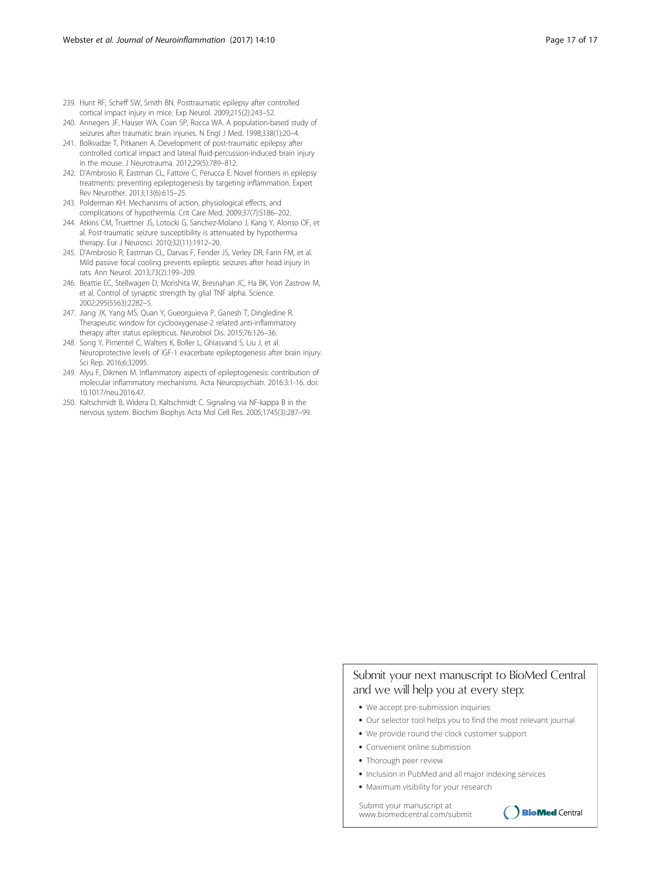239. Hunt RF, Scheff SW, Smith BN. Posttraumatic epilepsy after controlled cortical impact injury in mice. Exp Neurol. 2009;215(2):243–52.
240. Annegers JF, Hauser WA, Coan SP, Rocca WA. A population-based study of seizures after traumatic brain injuries. N Engl J Med. 1998;338(1):20–4.
241. Bolkvadze T, Pitkanen A. Development of post-traumatic epilepsy after controlled cortical impact and lateral fluid-percussion-induced brain injury in the mouse. J Neurotrauma. 2012;29(5):789–812.
242. D'Ambrosio R, Eastman CL, Fattore C, Perucca E. Novel frontiers in epilepsy treatments: preventing epileptogenesis by targeting inflammation. Expert Rev Neurother. 2013;13(6):615–25.
243. Polderman KH. Mechanisms of action, physiological effects, and complications of hypothermia. Crit Care Med. 2009;37(7):S186–202.
244. Atkins CM, Truettner JS, Lotocki G, Sanchez-Molano J, Kang Y, Alonso OF, et al. Post-traumatic seizure susceptibility is attenuated by hypothermia therapy. Eur J Neurosci. 2010;32(11):1912–20.
245. D'Ambrosio R, Eastman CL, Darvas F, Fender JS, Verley DR, Farin FM, et al. Mild passive focal cooling prevents epileptic seizures after head injury in rats. Ann Neurol. 2013;73(2):199–209.
246. Beattie EC, Stellwagen D, Morishita W, Bresnahan JC, Ha BK, Von Zastrow M, et al. Control of synaptic strength by glial TNF alpha. Science. 2002;295(5563):2282–5.
247. Jiang JX, Yang MS, Quan Y, Gueorguieva P, Ganesh T, Dingledine R. Therapeutic window for cyclooxygenase-2 related anti-inflammatory therapy after status epilepticus. Neurobiol Dis. 2015;76:126–36.
248. Song Y, Pimentel C, Walters K, Boller L, Ghiasvand S, Liu J, et al. Neuroprotective levels of IGF-1 exacerbate epileptogenesis after brain injury. Sci Rep. 2016;6:32095.
249. Alyu F, Dikmen M. Inflammatory aspects of epileptogenesis: contribution of molecular inflammatory mechanisms. Acta Neuropsychiatr. 2016:3:1-16. doi: 10.1017/neu.2016.47.
250. Kaltschmidt B, Widera D, Kaltschmidt C. Signaling via NF-kappa B in the nervous system. Biochim Biophys Acta Mol Cell Res. 2005;1745(3):287–99.

Submit your next manuscript to BioMed Central and we will help you at every step:

- We accept pre-submission inquiries
- Our selector tool helps you to find the most relevant journal
- We provide round the clock customer support
- Convenient online submission
- Thorough peer review
- Inclusion in PubMed and all major indexing services
- Maximum visibility for your research

Submit your manuscript at www.biomedcentral.com/submit